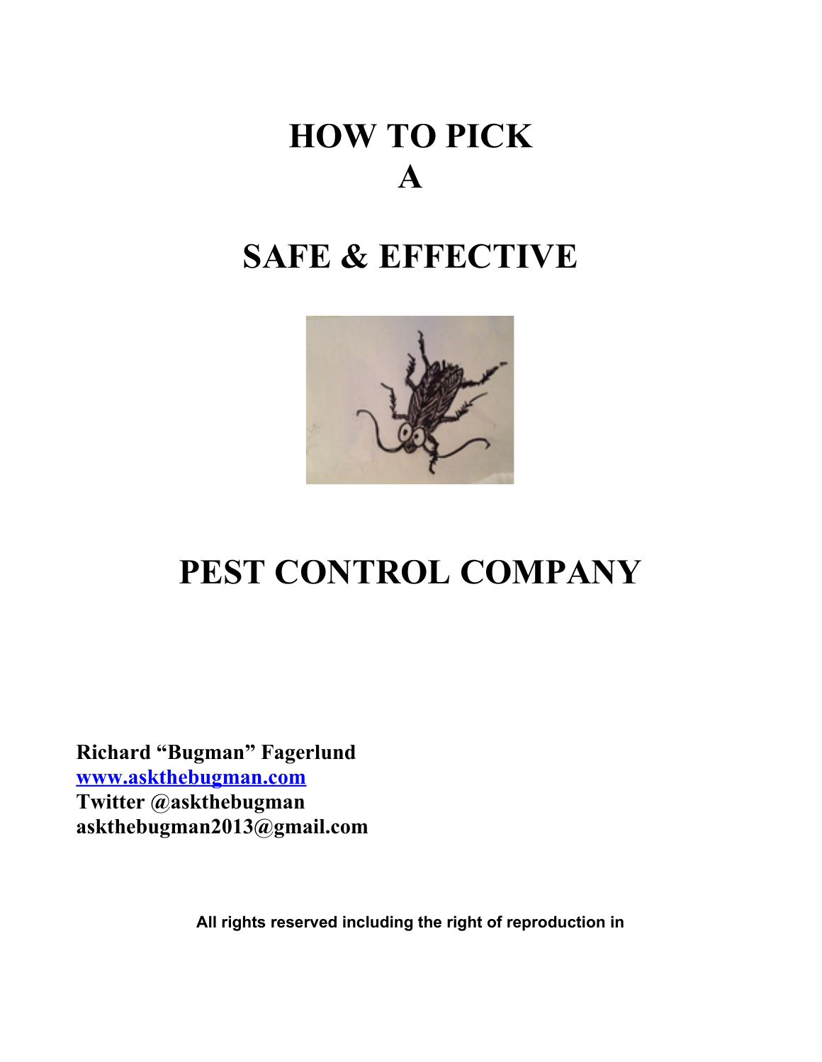# HOW TO PICK A SAFE & EFFECTIVE PEST CONTROL COMPANY

**Richard "Bugman" Fagerlund**
**[www.askthebugman.com](http://www.askthebugman.com)**
**Twitter @askthebugman**
**askthebugman2013@gmail.com**

**All rights reserved including the right of reproduction in**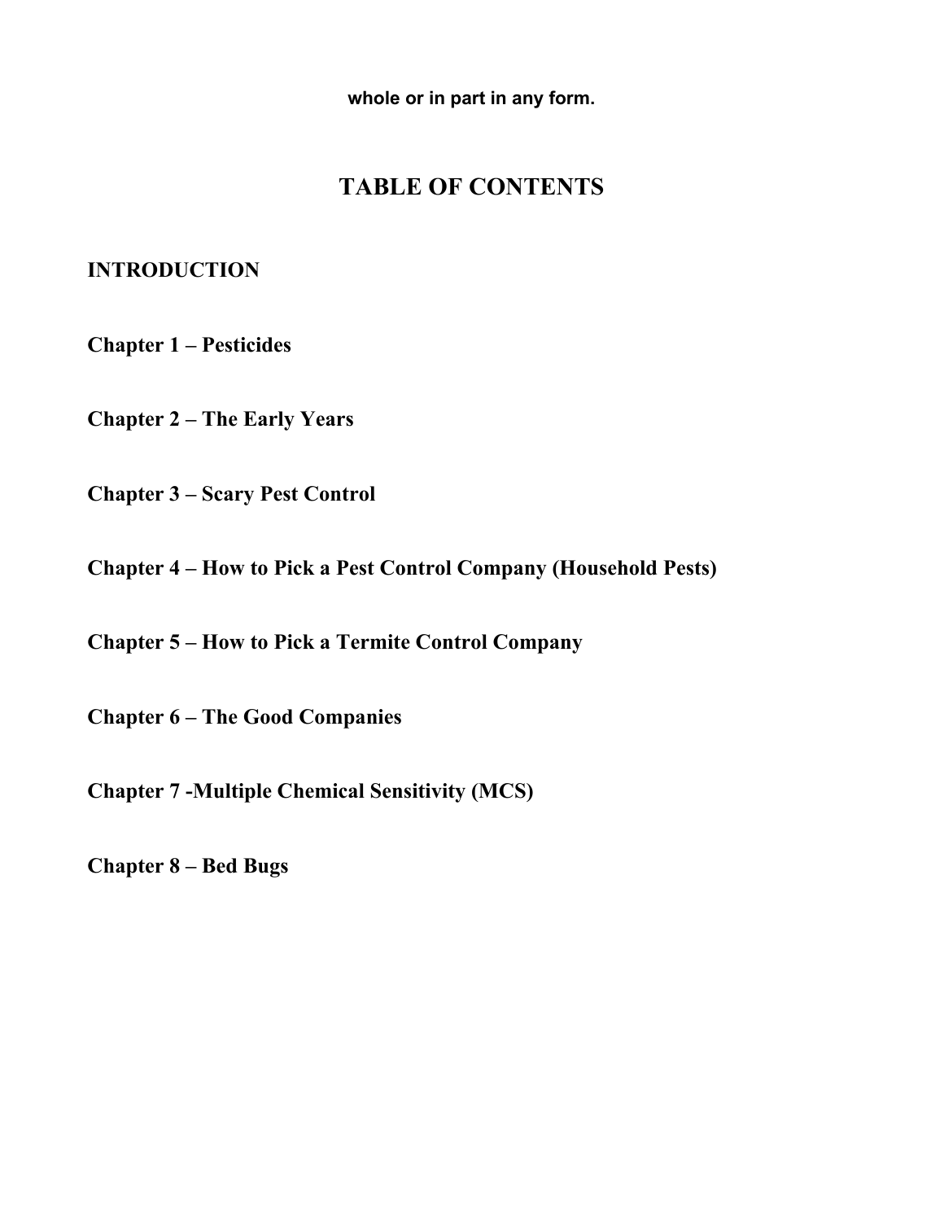**whole or in part in any form.**

# TABLE OF CONTENTS

**INTRODUCTION**

**Chapter 1 – Pesticides**

**Chapter 2 – The Early Years**

**Chapter 3 – Scary Pest Control**

**Chapter 4 – How to Pick a Pest Control Company (Household Pests)**

**Chapter 5 – How to Pick a Termite Control Company**

**Chapter 6 – The Good Companies**

**Chapter 7 -Multiple Chemical Sensitivity (MCS)**

**Chapter 8 – Bed Bugs**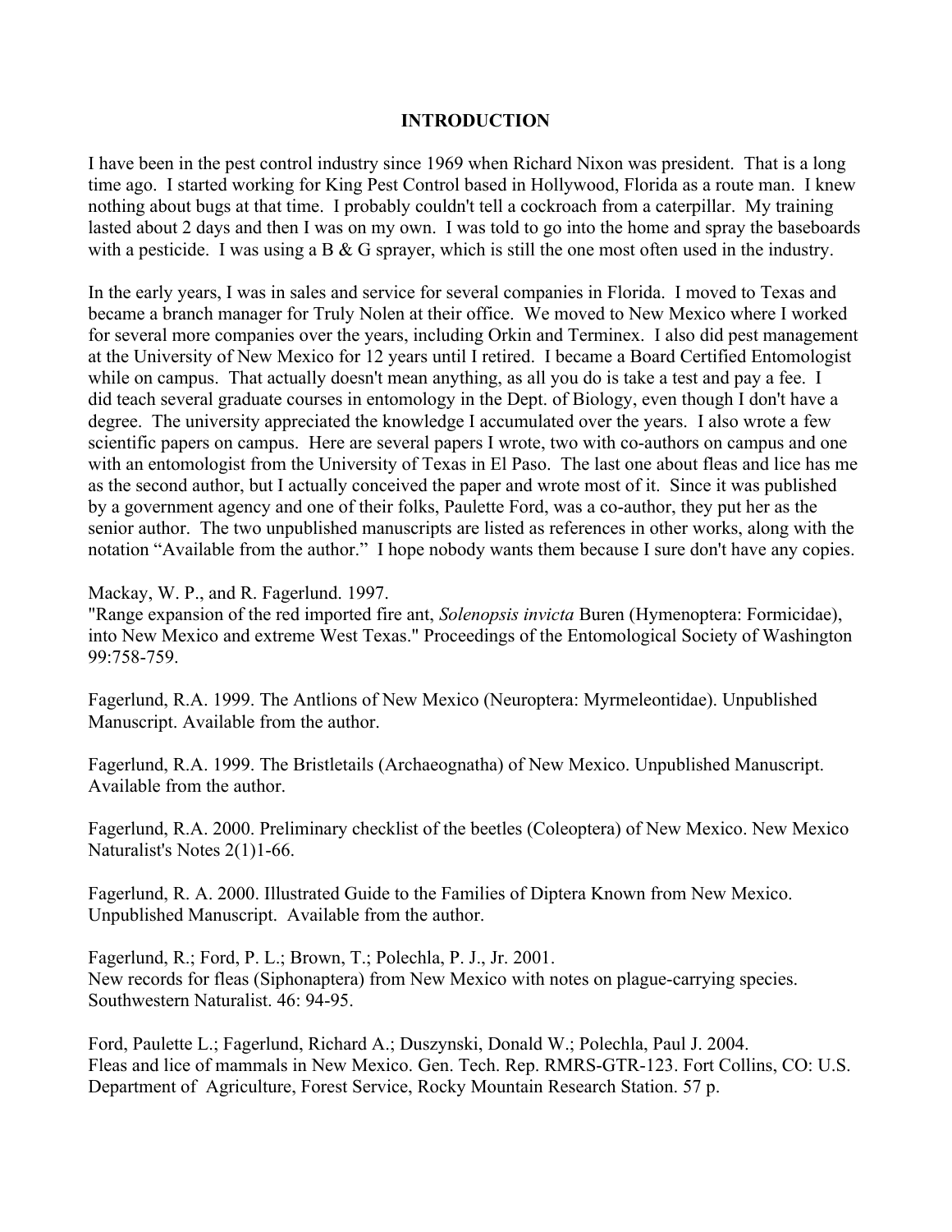# INTRODUCTION

I have been in the pest control industry since 1969 when Richard Nixon was president. That is a long time ago. I started working for King Pest Control based in Hollywood, Florida as a route man. I knew nothing about bugs at that time. I probably couldn't tell a cockroach from a caterpillar. My training lasted about 2 days and then I was on my own. I was told to go into the home and spray the baseboards with a pesticide. I was using a B & G sprayer, which is still the one most often used in the industry.

In the early years, I was in sales and service for several companies in Florida. I moved to Texas and became a branch manager for Truly Nolen at their office. We moved to New Mexico where I worked for several more companies over the years, including Orkin and Terminex. I also did pest management at the University of New Mexico for 12 years until I retired. I became a Board Certified Entomologist while on campus. That actually doesn't mean anything, as all you do is take a test and pay a fee. I did teach several graduate courses in entomology in the Dept. of Biology, even though I don't have a degree. The university appreciated the knowledge I accumulated over the years. I also wrote a few scientific papers on campus. Here are several papers I wrote, two with co-authors on campus and one with an entomologist from the University of Texas in El Paso. The last one about fleas and lice has me as the second author, but I actually conceived the paper and wrote most of it. Since it was published by a government agency and one of their folks, Paulette Ford, was a co-author, they put her as the senior author. The two unpublished manuscripts are listed as references in other works, along with the notation "Available from the author." I hope nobody wants them because I sure don't have any copies.

Mackay, W. P., and R. Fagerlund. 1997.
"Range expansion of the red imported fire ant, *Solenopsis invicta* Buren (Hymenoptera: Formicidae), into New Mexico and extreme West Texas." Proceedings of the Entomological Society of Washington 99:758-759.

Fagerlund, R.A. 1999. The Antlions of New Mexico (Neuroptera: Myrmeleontidae). Unpublished Manuscript. Available from the author.

Fagerlund, R.A. 1999. The Bristletails (Archaeognatha) of New Mexico. Unpublished Manuscript. Available from the author.

Fagerlund, R.A. 2000. Preliminary checklist of the beetles (Coleoptera) of New Mexico. New Mexico Naturalist's Notes 2(1)1-66.

Fagerlund, R. A. 2000. Illustrated Guide to the Families of Diptera Known from New Mexico. Unpublished Manuscript. Available from the author.

Fagerlund, R.; Ford, P. L.; Brown, T.; Polechla, P. J., Jr. 2001.
New records for fleas (Siphonaptera) from New Mexico with notes on plague-carrying species. Southwestern Naturalist. 46: 94-95.

Ford, Paulette L.; Fagerlund, Richard A.; Duszynski, Donald W.; Polechla, Paul J. 2004.
Fleas and lice of mammals in New Mexico. Gen. Tech. Rep. RMRS-GTR-123. Fort Collins, CO: U.S. Department of Agriculture, Forest Service, Rocky Mountain Research Station. 57 p.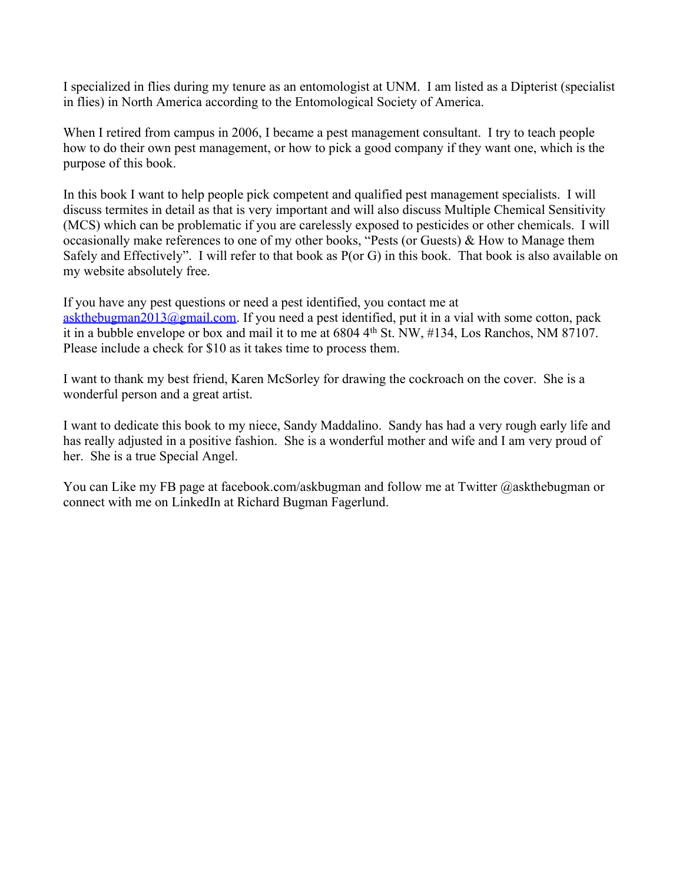I specialized in flies during my tenure as an entomologist at UNM. I am listed as a Dipterist (specialist in flies) in North America according to the Entomological Society of America.

When I retired from campus in 2006, I became a pest management consultant. I try to teach people how to do their own pest management, or how to pick a good company if they want one, which is the purpose of this book.

In this book I want to help people pick competent and qualified pest management specialists. I will discuss termites in detail as that is very important and will also discuss Multiple Chemical Sensitivity (MCS) which can be problematic if you are carelessly exposed to pesticides or other chemicals. I will occasionally make references to one of my other books, "Pests (or Guests) & How to Manage them Safely and Effectively". I will refer to that book as P(or G) in this book. That book is also available on my website absolutely free.

If you have any pest questions or need a pest identified, you contact me at [askthebugman2013@gmail.com](mailto:askthebugman2013@gmail.com). If you need a pest identified, put it in a vial with some cotton, pack it in a bubble envelope or box and mail it to me at 6804 4th St. NW, #134, Los Ranchos, NM 87107. Please include a check for $10 as it takes time to process them.

I want to thank my best friend, Karen McSorley for drawing the cockroach on the cover. She is a wonderful person and a great artist.

I want to dedicate this book to my niece, Sandy Maddalino. Sandy has had a very rough early life and has really adjusted in a positive fashion. She is a wonderful mother and wife and I am very proud of her. She is a true Special Angel.

You can Like my FB page at facebook.com/askbugman and follow me at Twitter @askthebugman or connect with me on LinkedIn at Richard Bugman Fagerlund.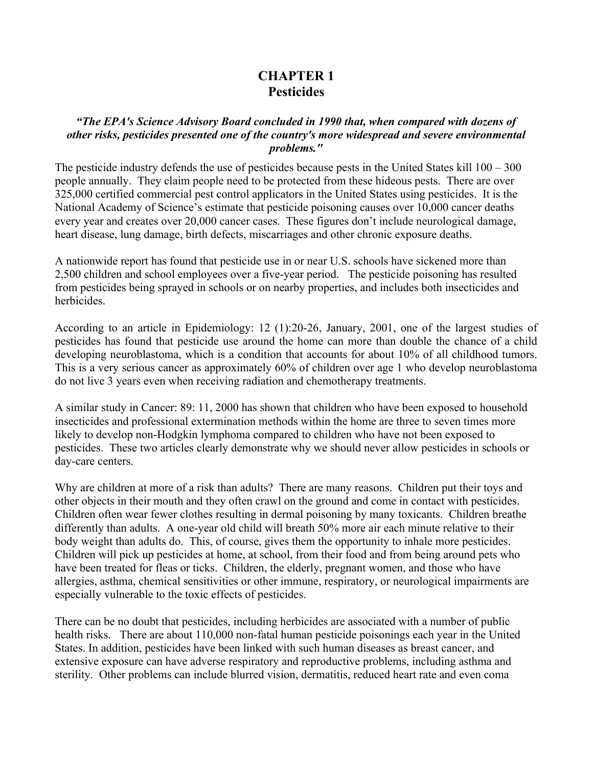# CHAPTER 1
## Pesticides

***"The EPA's Science Advisory Board concluded in 1990 that, when compared with dozens of other risks, pesticides presented one of the country's more widespread and severe environmental problems."***

The pesticide industry defends the use of pesticides because pests in the United States kill 100 – 300 people annually. They claim people need to be protected from these hideous pests. There are over 325,000 certified commercial pest control applicators in the United States using pesticides. It is the National Academy of Science's estimate that pesticide poisoning causes over 10,000 cancer deaths every year and creates over 20,000 cancer cases. These figures don't include neurological damage, heart disease, lung damage, birth defects, miscarriages and other chronic exposure deaths.

A nationwide report has found that pesticide use in or near U.S. schools have sickened more than 2,500 children and school employees over a five-year period. The pesticide poisoning has resulted from pesticides being sprayed in schools or on nearby properties, and includes both insecticides and herbicides.

According to an article in Epidemiology: 12 (1):20-26, January, 2001, one of the largest studies of pesticides has found that pesticide use around the home can more than double the chance of a child developing neuroblastoma, which is a condition that accounts for about 10% of all childhood tumors. This is a very serious cancer as approximately 60% of children over age 1 who develop neuroblastoma do not live 3 years even when receiving radiation and chemotherapy treatments.

A similar study in Cancer: 89: 11, 2000 has shown that children who have been exposed to household insecticides and professional extermination methods within the home are three to seven times more likely to develop non-Hodgkin lymphoma compared to children who have not been exposed to pesticides. These two articles clearly demonstrate why we should never allow pesticides in schools or day-care centers.

Why are children at more of a risk than adults? There are many reasons. Children put their toys and other objects in their mouth and they often crawl on the ground and come in contact with pesticides. Children often wear fewer clothes resulting in dermal poisoning by many toxicants. Children breathe differently than adults. A one-year old child will breath 50% more air each minute relative to their body weight than adults do. This, of course, gives them the opportunity to inhale more pesticides. Children will pick up pesticides at home, at school, from their food and from being around pets who have been treated for fleas or ticks. Children, the elderly, pregnant women, and those who have allergies, asthma, chemical sensitivities or other immune, respiratory, or neurological impairments are especially vulnerable to the toxic effects of pesticides.

There can be no doubt that pesticides, including herbicides are associated with a number of public health risks. There are about 110,000 non-fatal human pesticide poisonings each year in the United States. In addition, pesticides have been linked with such human diseases as breast cancer, and extensive exposure can have adverse respiratory and reproductive problems, including asthma and sterility. Other problems can include blurred vision, dermatitis, reduced heart rate and even coma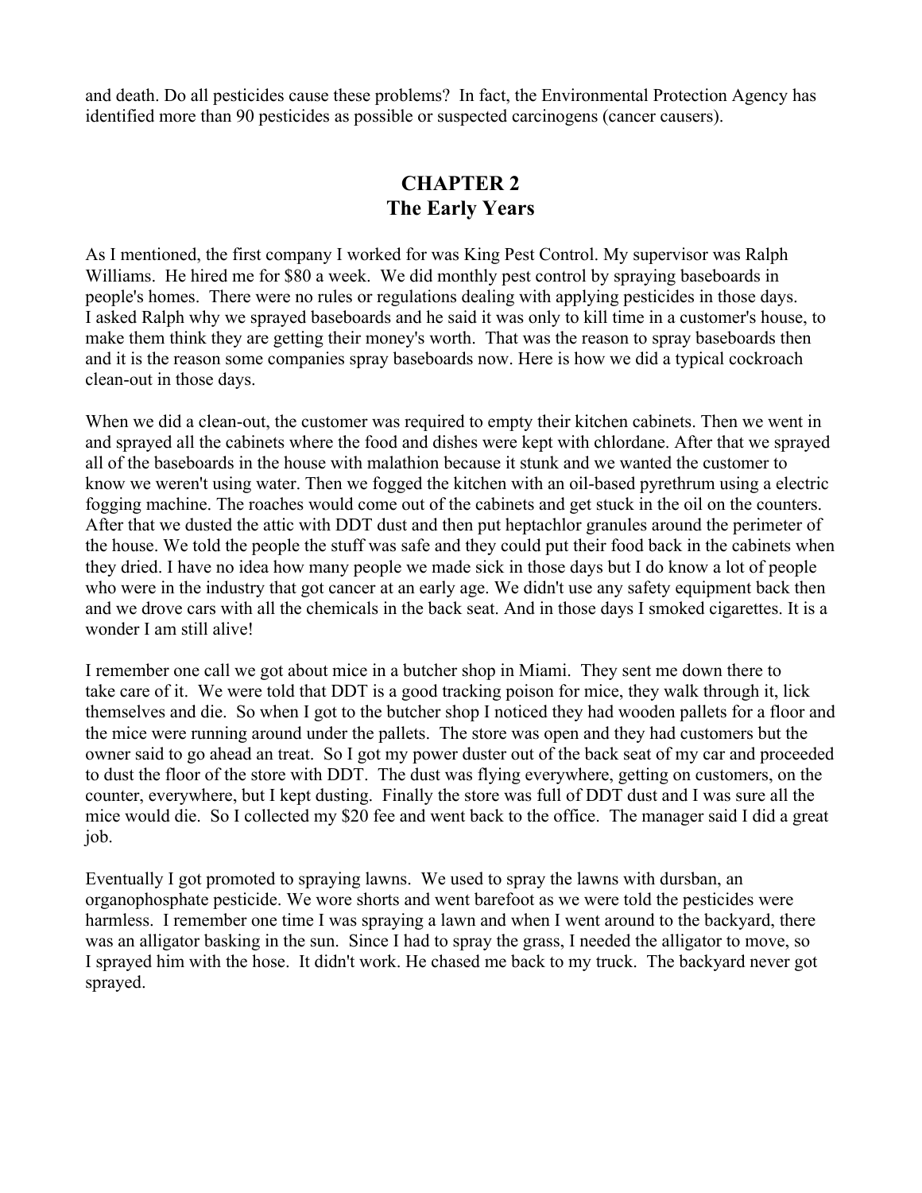and death. Do all pesticides cause these problems? In fact, the Environmental Protection Agency has identified more than 90 pesticides as possible or suspected carcinogens (cancer causers).

## CHAPTER 2
## The Early Years

As I mentioned, the first company I worked for was King Pest Control. My supervisor was Ralph Williams. He hired me for $80 a week. We did monthly pest control by spraying baseboards in people's homes. There were no rules or regulations dealing with applying pesticides in those days. I asked Ralph why we sprayed baseboards and he said it was only to kill time in a customer's house, to make them think they are getting their money's worth. That was the reason to spray baseboards then and it is the reason some companies spray baseboards now. Here is how we did a typical cockroach clean-out in those days.

When we did a clean-out, the customer was required to empty their kitchen cabinets. Then we went in and sprayed all the cabinets where the food and dishes were kept with chlordane. After that we sprayed all of the baseboards in the house with malathion because it stunk and we wanted the customer to know we weren't using water. Then we fogged the kitchen with an oil-based pyrethrum using a electric fogging machine. The roaches would come out of the cabinets and get stuck in the oil on the counters. After that we dusted the attic with DDT dust and then put heptachlor granules around the perimeter of the house. We told the people the stuff was safe and they could put their food back in the cabinets when they dried. I have no idea how many people we made sick in those days but I do know a lot of people who were in the industry that got cancer at an early age. We didn't use any safety equipment back then and we drove cars with all the chemicals in the back seat. And in those days I smoked cigarettes. It is a wonder I am still alive!

I remember one call we got about mice in a butcher shop in Miami. They sent me down there to take care of it. We were told that DDT is a good tracking poison for mice, they walk through it, lick themselves and die. So when I got to the butcher shop I noticed they had wooden pallets for a floor and the mice were running around under the pallets. The store was open and they had customers but the owner said to go ahead an treat. So I got my power duster out of the back seat of my car and proceeded to dust the floor of the store with DDT. The dust was flying everywhere, getting on customers, on the counter, everywhere, but I kept dusting. Finally the store was full of DDT dust and I was sure all the mice would die. So I collected my $20 fee and went back to the office. The manager said I did a great job.

Eventually I got promoted to spraying lawns. We used to spray the lawns with dursban, an organophosphate pesticide. We wore shorts and went barefoot as we were told the pesticides were harmless. I remember one time I was spraying a lawn and when I went around to the backyard, there was an alligator basking in the sun. Since I had to spray the grass, I needed the alligator to move, so I sprayed him with the hose. It didn't work. He chased me back to my truck. The backyard never got sprayed.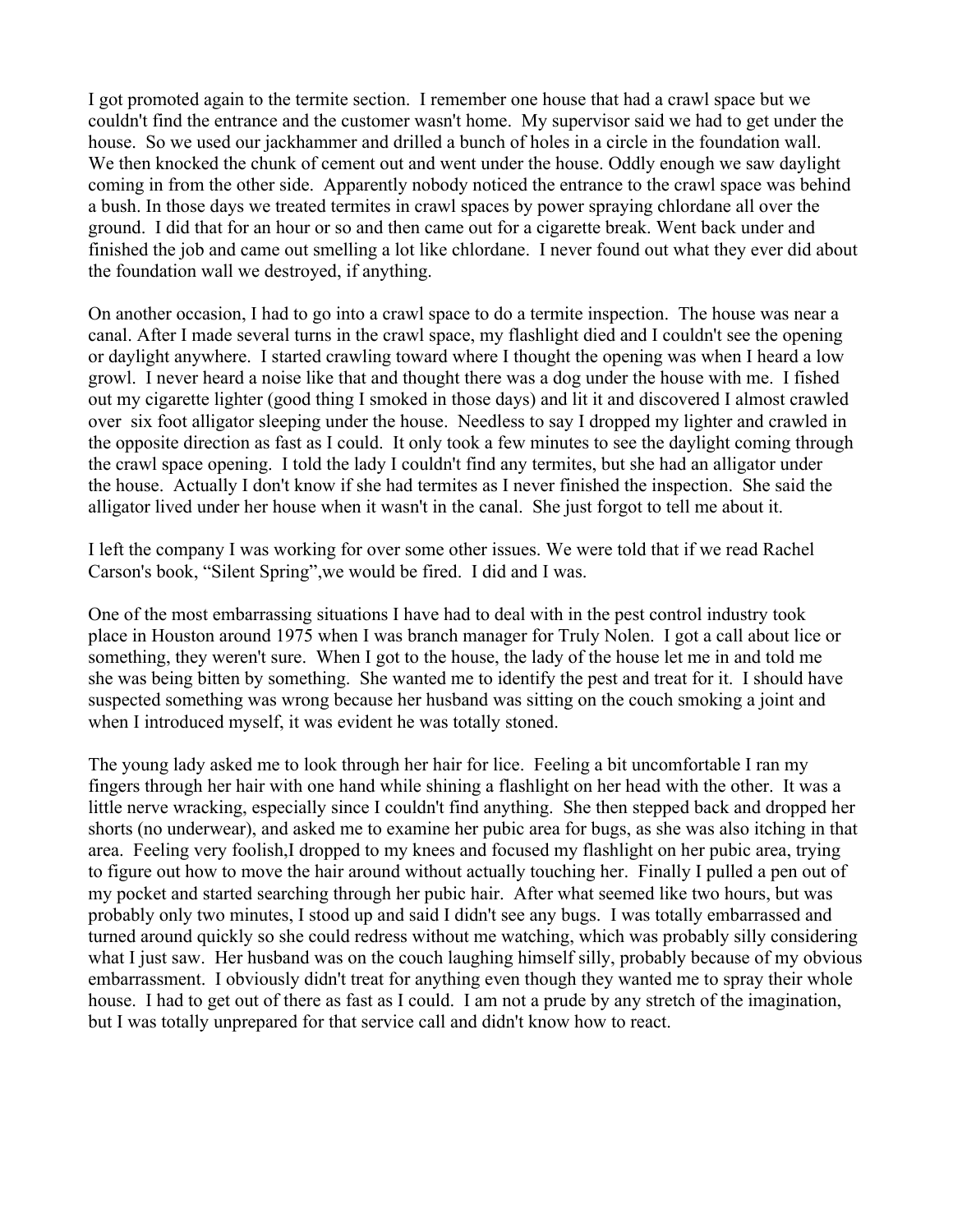I got promoted again to the termite section. I remember one house that had a crawl space but we couldn't find the entrance and the customer wasn't home. My supervisor said we had to get under the house. So we used our jackhammer and drilled a bunch of holes in a circle in the foundation wall. We then knocked the chunk of cement out and went under the house. Oddly enough we saw daylight coming in from the other side. Apparently nobody noticed the entrance to the crawl space was behind a bush. In those days we treated termites in crawl spaces by power spraying chlordane all over the ground. I did that for an hour or so and then came out for a cigarette break. Went back under and finished the job and came out smelling a lot like chlordane. I never found out what they ever did about the foundation wall we destroyed, if anything.

On another occasion, I had to go into a crawl space to do a termite inspection. The house was near a canal. After I made several turns in the crawl space, my flashlight died and I couldn't see the opening or daylight anywhere. I started crawling toward where I thought the opening was when I heard a low growl. I never heard a noise like that and thought there was a dog under the house with me. I fished out my cigarette lighter (good thing I smoked in those days) and lit it and discovered I almost crawled over six foot alligator sleeping under the house. Needless to say I dropped my lighter and crawled in the opposite direction as fast as I could. It only took a few minutes to see the daylight coming through the crawl space opening. I told the lady I couldn't find any termites, but she had an alligator under the house. Actually I don't know if she had termites as I never finished the inspection. She said the alligator lived under her house when it wasn't in the canal. She just forgot to tell me about it.

I left the company I was working for over some other issues. We were told that if we read Rachel Carson's book, "Silent Spring",we would be fired. I did and I was.

One of the most embarrassing situations I have had to deal with in the pest control industry took place in Houston around 1975 when I was branch manager for Truly Nolen. I got a call about lice or something, they weren't sure. When I got to the house, the lady of the house let me in and told me she was being bitten by something. She wanted me to identify the pest and treat for it. I should have suspected something was wrong because her husband was sitting on the couch smoking a joint and when I introduced myself, it was evident he was totally stoned.

The young lady asked me to look through her hair for lice. Feeling a bit uncomfortable I ran my fingers through her hair with one hand while shining a flashlight on her head with the other. It was a little nerve wracking, especially since I couldn't find anything. She then stepped back and dropped her shorts (no underwear), and asked me to examine her pubic area for bugs, as she was also itching in that area. Feeling very foolish,I dropped to my knees and focused my flashlight on her pubic area, trying to figure out how to move the hair around without actually touching her. Finally I pulled a pen out of my pocket and started searching through her pubic hair. After what seemed like two hours, but was probably only two minutes, I stood up and said I didn't see any bugs. I was totally embarrassed and turned around quickly so she could redress without me watching, which was probably silly considering what I just saw. Her husband was on the couch laughing himself silly, probably because of my obvious embarrassment. I obviously didn't treat for anything even though they wanted me to spray their whole house. I had to get out of there as fast as I could. I am not a prude by any stretch of the imagination, but I was totally unprepared for that service call and didn't know how to react.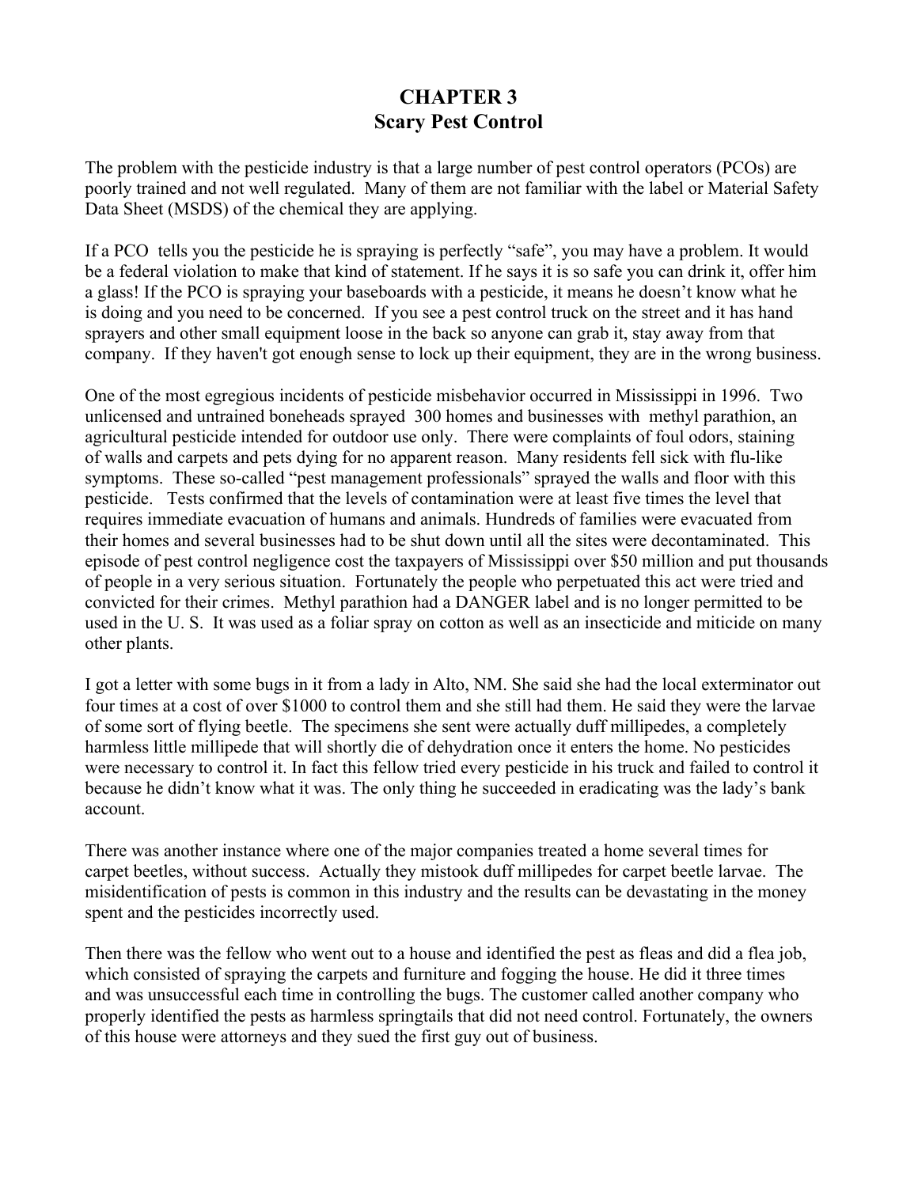# CHAPTER 3
# Scary Pest Control

The problem with the pesticide industry is that a large number of pest control operators (PCOs) are poorly trained and not well regulated. Many of them are not familiar with the label or Material Safety Data Sheet (MSDS) of the chemical they are applying.

If a PCO tells you the pesticide he is spraying is perfectly "safe", you may have a problem. It would be a federal violation to make that kind of statement. If he says it is so safe you can drink it, offer him a glass! If the PCO is spraying your baseboards with a pesticide, it means he doesn't know what he is doing and you need to be concerned. If you see a pest control truck on the street and it has hand sprayers and other small equipment loose in the back so anyone can grab it, stay away from that company. If they haven't got enough sense to lock up their equipment, they are in the wrong business.

One of the most egregious incidents of pesticide misbehavior occurred in Mississippi in 1996. Two unlicensed and untrained boneheads sprayed 300 homes and businesses with methyl parathion, an agricultural pesticide intended for outdoor use only. There were complaints of foul odors, staining of walls and carpets and pets dying for no apparent reason. Many residents fell sick with flu-like symptoms. These so-called "pest management professionals" sprayed the walls and floor with this pesticide. Tests confirmed that the levels of contamination were at least five times the level that requires immediate evacuation of humans and animals. Hundreds of families were evacuated from their homes and several businesses had to be shut down until all the sites were decontaminated. This episode of pest control negligence cost the taxpayers of Mississippi over $50 million and put thousands of people in a very serious situation. Fortunately the people who perpetuated this act were tried and convicted for their crimes. Methyl parathion had a DANGER label and is no longer permitted to be used in the U. S. It was used as a foliar spray on cotton as well as an insecticide and miticide on many other plants.

I got a letter with some bugs in it from a lady in Alto, NM. She said she had the local exterminator out four times at a cost of over $1000 to control them and she still had them. He said they were the larvae of some sort of flying beetle. The specimens she sent were actually duff millipedes, a completely harmless little millipede that will shortly die of dehydration once it enters the home. No pesticides were necessary to control it. In fact this fellow tried every pesticide in his truck and failed to control it because he didn't know what it was. The only thing he succeeded in eradicating was the lady's bank account.

There was another instance where one of the major companies treated a home several times for carpet beetles, without success. Actually they mistook duff millipedes for carpet beetle larvae. The misidentification of pests is common in this industry and the results can be devastating in the money spent and the pesticides incorrectly used.

Then there was the fellow who went out to a house and identified the pest as fleas and did a flea job, which consisted of spraying the carpets and furniture and fogging the house. He did it three times and was unsuccessful each time in controlling the bugs. The customer called another company who properly identified the pests as harmless springtails that did not need control. Fortunately, the owners of this house were attorneys and they sued the first guy out of business.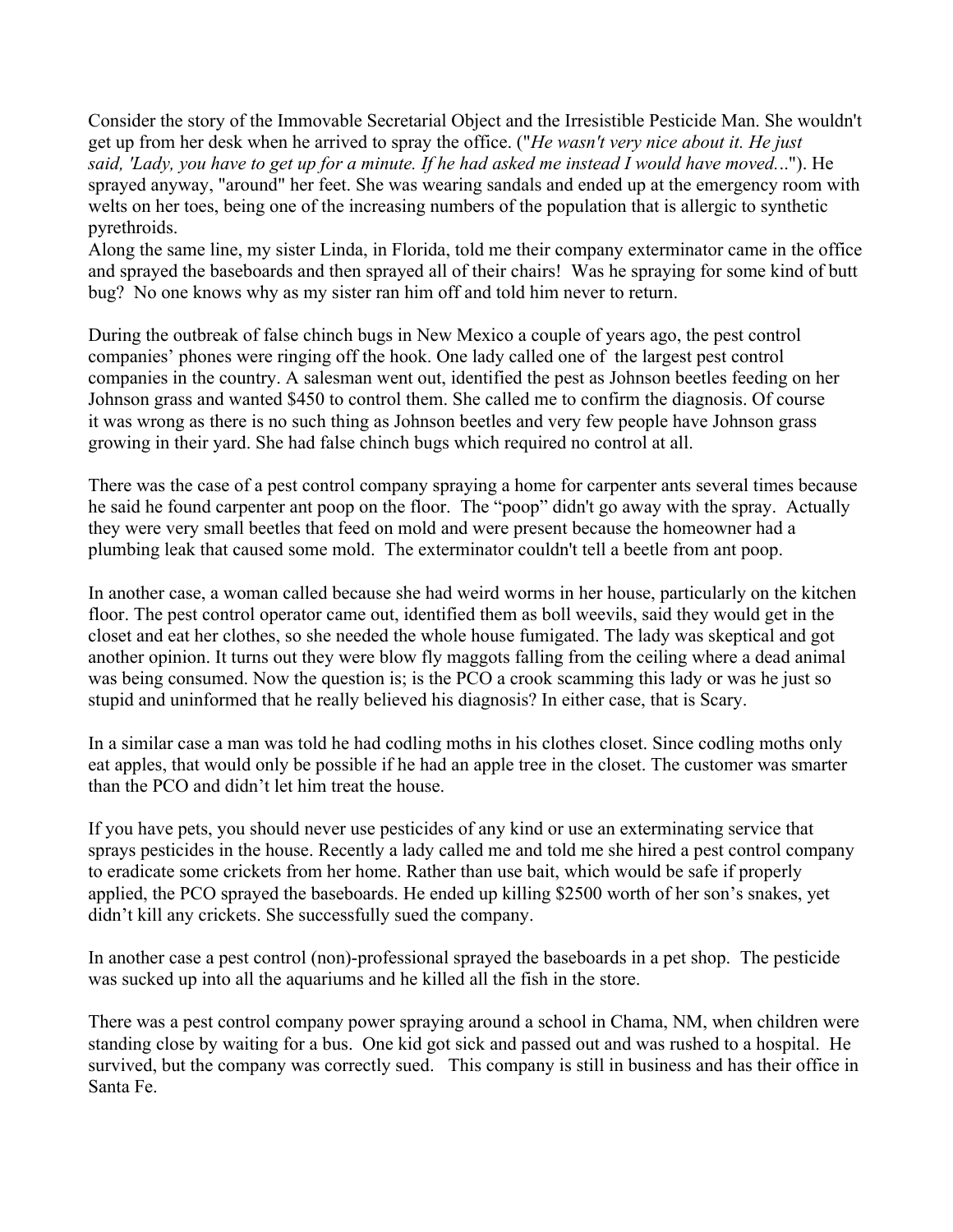Consider the story of the Immovable Secretarial Object and the Irresistible Pesticide Man. She wouldn't get up from her desk when he arrived to spray the office. ("*He wasn't very nice about it. He just said, 'Lady, you have to get up for a minute. If he had asked me instead I would have moved...*"). He sprayed anyway, "around" her feet. She was wearing sandals and ended up at the emergency room with welts on her toes, being one of the increasing numbers of the population that is allergic to synthetic pyrethroids.
Along the same line, my sister Linda, in Florida, told me their company exterminator came in the office and sprayed the baseboards and then sprayed all of their chairs! Was he spraying for some kind of butt bug? No one knows why as my sister ran him off and told him never to return.

During the outbreak of false chinch bugs in New Mexico a couple of years ago, the pest control companies' phones were ringing off the hook. One lady called one of the largest pest control companies in the country. A salesman went out, identified the pest as Johnson beetles feeding on her Johnson grass and wanted $450 to control them. She called me to confirm the diagnosis. Of course it was wrong as there is no such thing as Johnson beetles and very few people have Johnson grass growing in their yard. She had false chinch bugs which required no control at all.

There was the case of a pest control company spraying a home for carpenter ants several times because he said he found carpenter ant poop on the floor. The "poop" didn't go away with the spray. Actually they were very small beetles that feed on mold and were present because the homeowner had a plumbing leak that caused some mold. The exterminator couldn't tell a beetle from ant poop.

In another case, a woman called because she had weird worms in her house, particularly on the kitchen floor. The pest control operator came out, identified them as boll weevils, said they would get in the closet and eat her clothes, so she needed the whole house fumigated. The lady was skeptical and got another opinion. It turns out they were blow fly maggots falling from the ceiling where a dead animal was being consumed. Now the question is; is the PCO a crook scamming this lady or was he just so stupid and uninformed that he really believed his diagnosis? In either case, that is Scary.

In a similar case a man was told he had codling moths in his clothes closet. Since codling moths only eat apples, that would only be possible if he had an apple tree in the closet. The customer was smarter than the PCO and didn't let him treat the house.

If you have pets, you should never use pesticides of any kind or use an exterminating service that sprays pesticides in the house. Recently a lady called me and told me she hired a pest control company to eradicate some crickets from her home. Rather than use bait, which would be safe if properly applied, the PCO sprayed the baseboards. He ended up killing $2500 worth of her son's snakes, yet didn't kill any crickets. She successfully sued the company.

In another case a pest control (non)-professional sprayed the baseboards in a pet shop. The pesticide was sucked up into all the aquariums and he killed all the fish in the store.

There was a pest control company power spraying around a school in Chama, NM, when children were standing close by waiting for a bus. One kid got sick and passed out and was rushed to a hospital. He survived, but the company was correctly sued. This company is still in business and has their office in Santa Fe.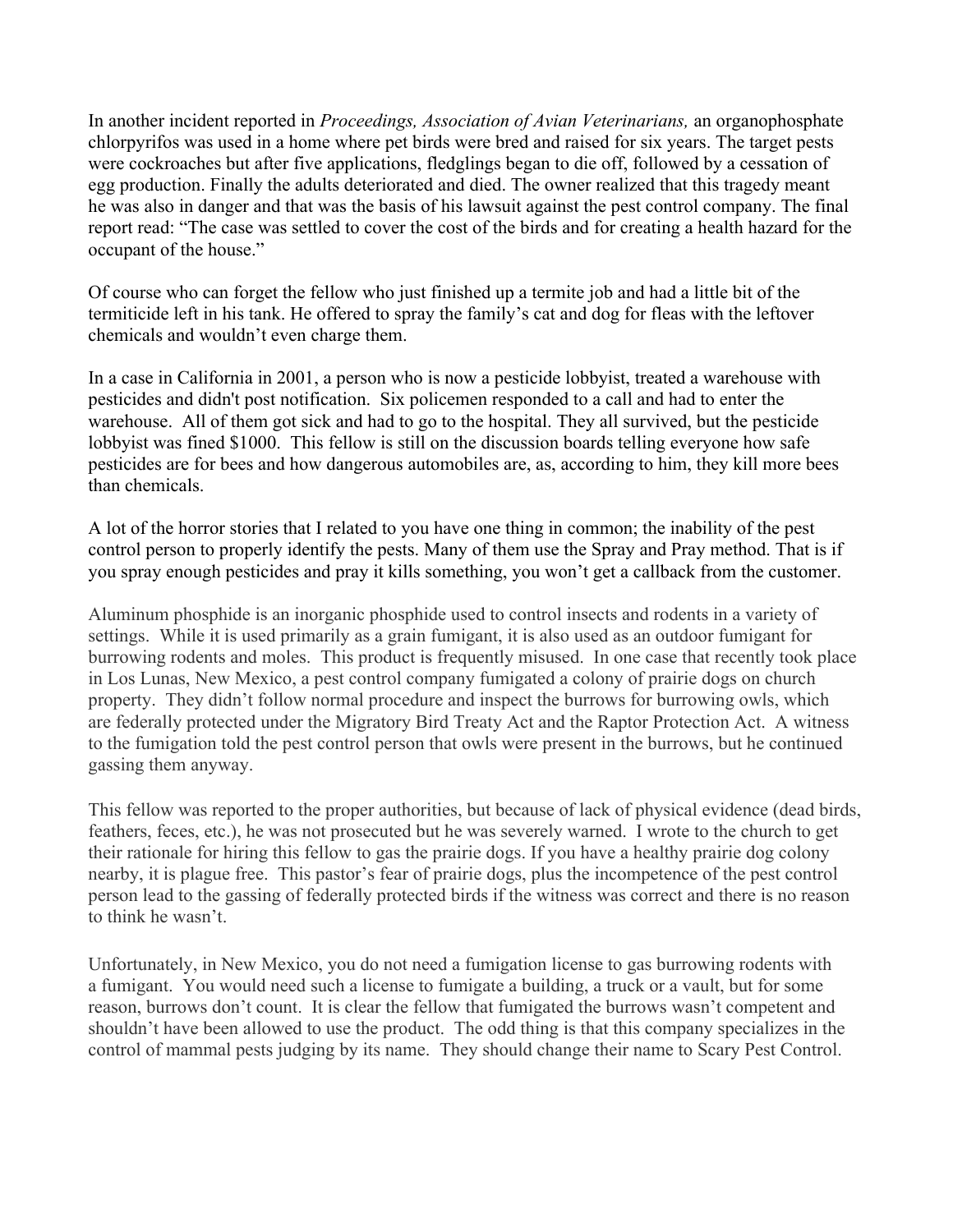In another incident reported in *Proceedings, Association of Avian Veterinarians,* an organophosphate chlorpyrifos was used in a home where pet birds were bred and raised for six years. The target pests were cockroaches but after five applications, fledglings began to die off, followed by a cessation of egg production. Finally the adults deteriorated and died. The owner realized that this tragedy meant he was also in danger and that was the basis of his lawsuit against the pest control company. The final report read: "The case was settled to cover the cost of the birds and for creating a health hazard for the occupant of the house."

Of course who can forget the fellow who just finished up a termite job and had a little bit of the termiticide left in his tank. He offered to spray the family's cat and dog for fleas with the leftover chemicals and wouldn't even charge them.

In a case in California in 2001, a person who is now a pesticide lobbyist, treated a warehouse with pesticides and didn't post notification. Six policemen responded to a call and had to enter the warehouse. All of them got sick and had to go to the hospital. They all survived, but the pesticide lobbyist was fined $1000. This fellow is still on the discussion boards telling everyone how safe pesticides are for bees and how dangerous automobiles are, as, according to him, they kill more bees than chemicals.

A lot of the horror stories that I related to you have one thing in common; the inability of the pest control person to properly identify the pests. Many of them use the Spray and Pray method. That is if you spray enough pesticides and pray it kills something, you won't get a callback from the customer.

Aluminum phosphide is an inorganic phosphide used to control insects and rodents in a variety of settings. While it is used primarily as a grain fumigant, it is also used as an outdoor fumigant for burrowing rodents and moles. This product is frequently misused. In one case that recently took place in Los Lunas, New Mexico, a pest control company fumigated a colony of prairie dogs on church property. They didn't follow normal procedure and inspect the burrows for burrowing owls, which are federally protected under the Migratory Bird Treaty Act and the Raptor Protection Act. A witness to the fumigation told the pest control person that owls were present in the burrows, but he continued gassing them anyway.

This fellow was reported to the proper authorities, but because of lack of physical evidence (dead birds, feathers, feces, etc.), he was not prosecuted but he was severely warned. I wrote to the church to get their rationale for hiring this fellow to gas the prairie dogs. If you have a healthy prairie dog colony nearby, it is plague free. This pastor's fear of prairie dogs, plus the incompetence of the pest control person lead to the gassing of federally protected birds if the witness was correct and there is no reason to think he wasn't.

Unfortunately, in New Mexico, you do not need a fumigation license to gas burrowing rodents with a fumigant. You would need such a license to fumigate a building, a truck or a vault, but for some reason, burrows don't count. It is clear the fellow that fumigated the burrows wasn't competent and shouldn't have been allowed to use the product. The odd thing is that this company specializes in the control of mammal pests judging by its name. They should change their name to Scary Pest Control.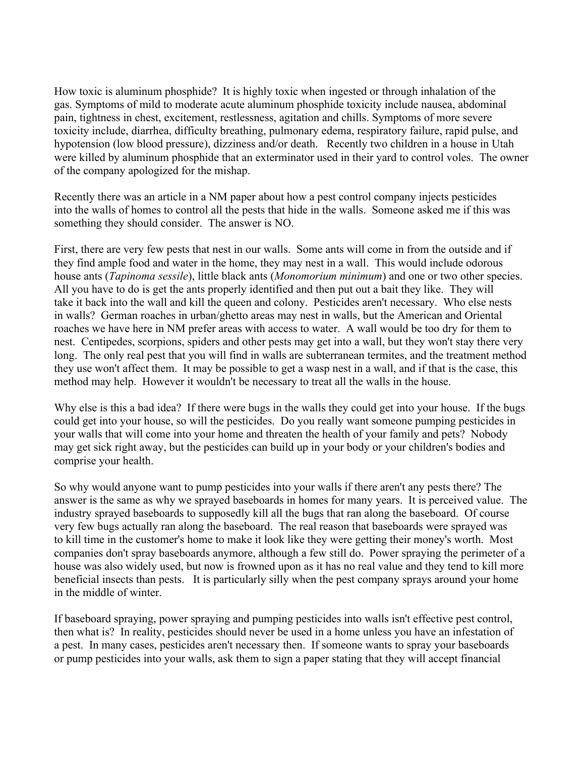How toxic is aluminum phosphide? It is highly toxic when ingested or through inhalation of the gas. Symptoms of mild to moderate acute aluminum phosphide toxicity include nausea, abdominal pain, tightness in chest, excitement, restlessness, agitation and chills. Symptoms of more severe toxicity include, diarrhea, difficulty breathing, pulmonary edema, respiratory failure, rapid pulse, and hypotension (low blood pressure), dizziness and/or death. Recently two children in a house in Utah were killed by aluminum phosphide that an exterminator used in their yard to control voles. The owner of the company apologized for the mishap.

Recently there was an article in a NM paper about how a pest control company injects pesticides into the walls of homes to control all the pests that hide in the walls. Someone asked me if this was something they should consider. The answer is NO.

First, there are very few pests that nest in our walls. Some ants will come in from the outside and if they find ample food and water in the home, they may nest in a wall. This would include odorous house ants (*Tapinoma sessile*), little black ants (*Monomorium minimum*) and one or two other species. All you have to do is get the ants properly identified and then put out a bait they like. They will take it back into the wall and kill the queen and colony. Pesticides aren't necessary. Who else nests in walls? German roaches in urban/ghetto areas may nest in walls, but the American and Oriental roaches we have here in NM prefer areas with access to water. A wall would be too dry for them to nest. Centipedes, scorpions, spiders and other pests may get into a wall, but they won't stay there very long. The only real pest that you will find in walls are subterranean termites, and the treatment method they use won't affect them. It may be possible to get a wasp nest in a wall, and if that is the case, this method may help. However it wouldn't be necessary to treat all the walls in the house.

Why else is this a bad idea? If there were bugs in the walls they could get into your house. If the bugs could get into your house, so will the pesticides. Do you really want someone pumping pesticides in your walls that will come into your home and threaten the health of your family and pets? Nobody may get sick right away, but the pesticides can build up in your body or your children's bodies and comprise your health.

So why would anyone want to pump pesticides into your walls if there aren't any pests there? The answer is the same as why we sprayed baseboards in homes for many years. It is perceived value. The industry sprayed baseboards to supposedly kill all the bugs that ran along the baseboard. Of course very few bugs actually ran along the baseboard. The real reason that baseboards were sprayed was to kill time in the customer's home to make it look like they were getting their money's worth. Most companies don't spray baseboards anymore, although a few still do. Power spraying the perimeter of a house was also widely used, but now is frowned upon as it has no real value and they tend to kill more beneficial insects than pests. It is particularly silly when the pest company sprays around your home in the middle of winter.

If baseboard spraying, power spraying and pumping pesticides into walls isn't effective pest control, then what is? In reality, pesticides should never be used in a home unless you have an infestation of a pest. In many cases, pesticides aren't necessary then. If someone wants to spray your baseboards or pump pesticides into your walls, ask them to sign a paper stating that they will accept financial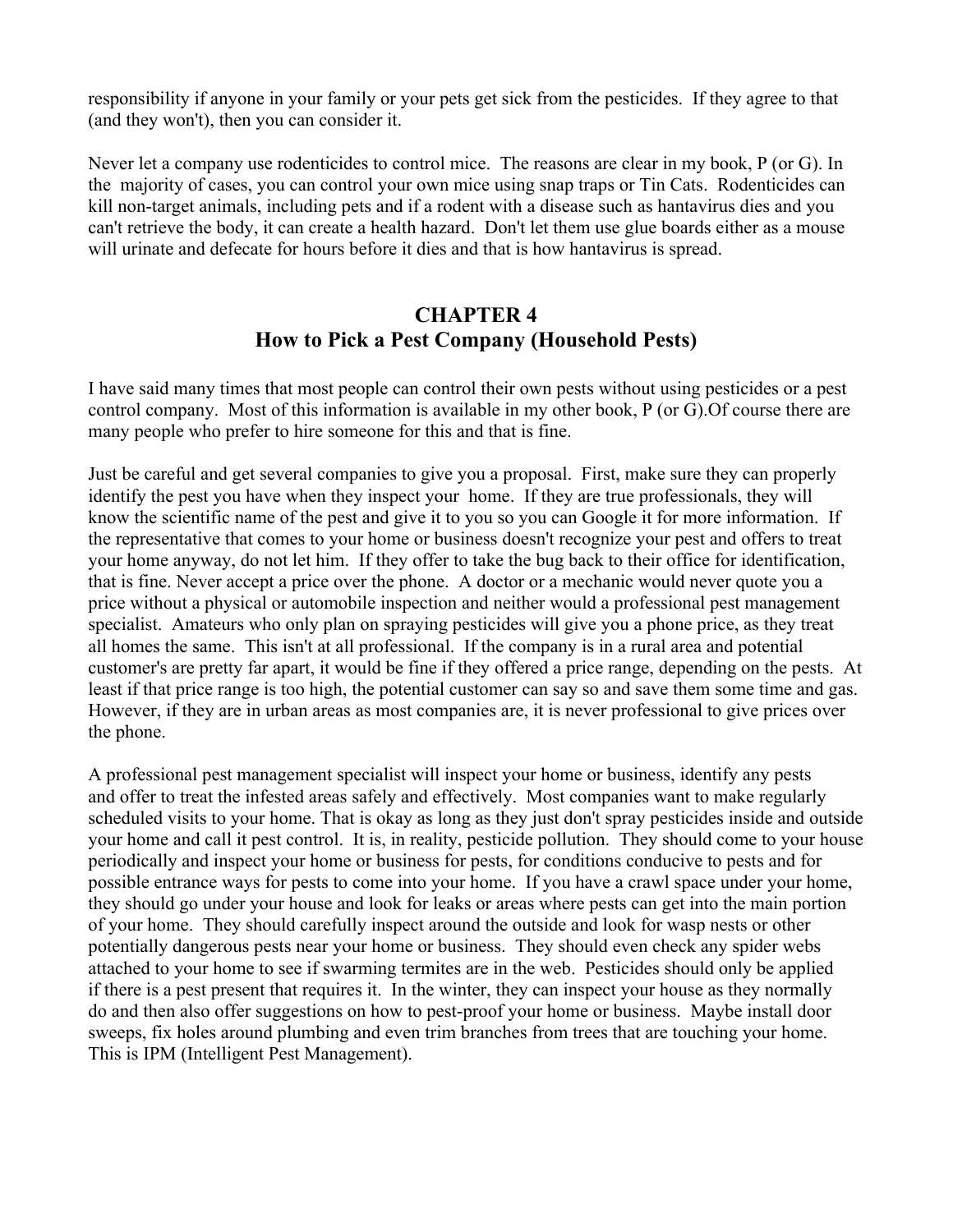responsibility if anyone in your family or your pets get sick from the pesticides. If they agree to that (and they won't), then you can consider it.

Never let a company use rodenticides to control mice. The reasons are clear in my book, P (or G). In the majority of cases, you can control your own mice using snap traps or Tin Cats. Rodenticides can kill non-target animals, including pets and if a rodent with a disease such as hantavirus dies and you can't retrieve the body, it can create a health hazard. Don't let them use glue boards either as a mouse will urinate and defecate for hours before it dies and that is how hantavirus is spread.

## CHAPTER 4
## How to Pick a Pest Company (Household Pests)

I have said many times that most people can control their own pests without using pesticides or a pest control company. Most of this information is available in my other book, P (or G).Of course there are many people who prefer to hire someone for this and that is fine.

Just be careful and get several companies to give you a proposal. First, make sure they can properly identify the pest you have when they inspect your home. If they are true professionals, they will know the scientific name of the pest and give it to you so you can Google it for more information. If the representative that comes to your home or business doesn't recognize your pest and offers to treat your home anyway, do not let him. If they offer to take the bug back to their office for identification, that is fine. Never accept a price over the phone. A doctor or a mechanic would never quote you a price without a physical or automobile inspection and neither would a professional pest management specialist. Amateurs who only plan on spraying pesticides will give you a phone price, as they treat all homes the same. This isn't at all professional. If the company is in a rural area and potential customer's are pretty far apart, it would be fine if they offered a price range, depending on the pests. At least if that price range is too high, the potential customer can say so and save them some time and gas. However, if they are in urban areas as most companies are, it is never professional to give prices over the phone.

A professional pest management specialist will inspect your home or business, identify any pests and offer to treat the infested areas safely and effectively. Most companies want to make regularly scheduled visits to your home. That is okay as long as they just don't spray pesticides inside and outside your home and call it pest control. It is, in reality, pesticide pollution. They should come to your house periodically and inspect your home or business for pests, for conditions conducive to pests and for possible entrance ways for pests to come into your home. If you have a crawl space under your home, they should go under your house and look for leaks or areas where pests can get into the main portion of your home. They should carefully inspect around the outside and look for wasp nests or other potentially dangerous pests near your home or business. They should even check any spider webs attached to your home to see if swarming termites are in the web. Pesticides should only be applied if there is a pest present that requires it. In the winter, they can inspect your house as they normally do and then also offer suggestions on how to pest-proof your home or business. Maybe install door sweeps, fix holes around plumbing and even trim branches from trees that are touching your home. This is IPM (Intelligent Pest Management).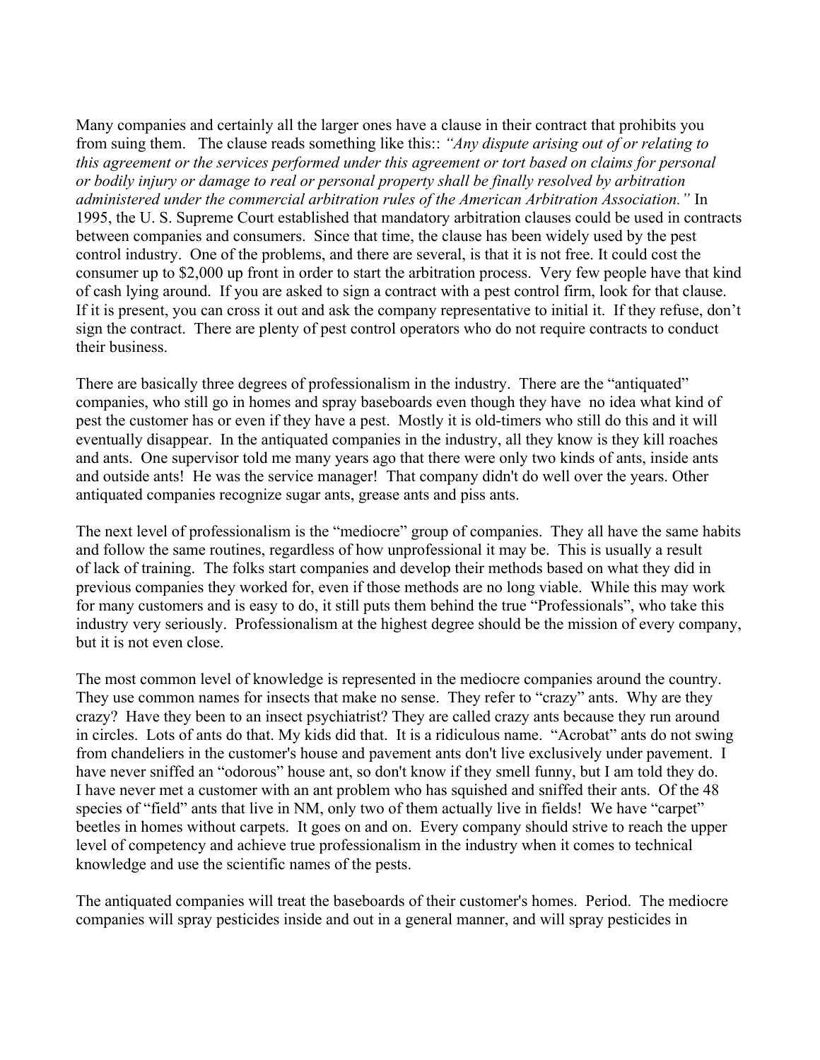Many companies and certainly all the larger ones have a clause in their contract that prohibits you from suing them. The clause reads something like this:: *"Any dispute arising out of or relating to this agreement or the services performed under this agreement or tort based on claims for personal or bodily injury or damage to real or personal property shall be finally resolved by arbitration administered under the commercial arbitration rules of the American Arbitration Association."* In 1995, the U. S. Supreme Court established that mandatory arbitration clauses could be used in contracts between companies and consumers. Since that time, the clause has been widely used by the pest control industry. One of the problems, and there are several, is that it is not free. It could cost the consumer up to $2,000 up front in order to start the arbitration process. Very few people have that kind of cash lying around. If you are asked to sign a contract with a pest control firm, look for that clause. If it is present, you can cross it out and ask the company representative to initial it. If they refuse, don't sign the contract. There are plenty of pest control operators who do not require contracts to conduct their business.

There are basically three degrees of professionalism in the industry. There are the "antiquated" companies, who still go in homes and spray baseboards even though they have no idea what kind of pest the customer has or even if they have a pest. Mostly it is old-timers who still do this and it will eventually disappear. In the antiquated companies in the industry, all they know is they kill roaches and ants. One supervisor told me many years ago that there were only two kinds of ants, inside ants and outside ants! He was the service manager! That company didn't do well over the years. Other antiquated companies recognize sugar ants, grease ants and piss ants.

The next level of professionalism is the "mediocre" group of companies. They all have the same habits and follow the same routines, regardless of how unprofessional it may be. This is usually a result of lack of training. The folks start companies and develop their methods based on what they did in previous companies they worked for, even if those methods are no long viable. While this may work for many customers and is easy to do, it still puts them behind the true "Professionals", who take this industry very seriously. Professionalism at the highest degree should be the mission of every company, but it is not even close.

The most common level of knowledge is represented in the mediocre companies around the country. They use common names for insects that make no sense. They refer to "crazy" ants. Why are they crazy? Have they been to an insect psychiatrist? They are called crazy ants because they run around in circles. Lots of ants do that. My kids did that. It is a ridiculous name. "Acrobat" ants do not swing from chandeliers in the customer's house and pavement ants don't live exclusively under pavement. I have never sniffed an "odorous" house ant, so don't know if they smell funny, but I am told they do. I have never met a customer with an ant problem who has squished and sniffed their ants. Of the 48 species of "field" ants that live in NM, only two of them actually live in fields! We have "carpet" beetles in homes without carpets. It goes on and on. Every company should strive to reach the upper level of competency and achieve true professionalism in the industry when it comes to technical knowledge and use the scientific names of the pests.

The antiquated companies will treat the baseboards of their customer's homes. Period. The mediocre companies will spray pesticides inside and out in a general manner, and will spray pesticides in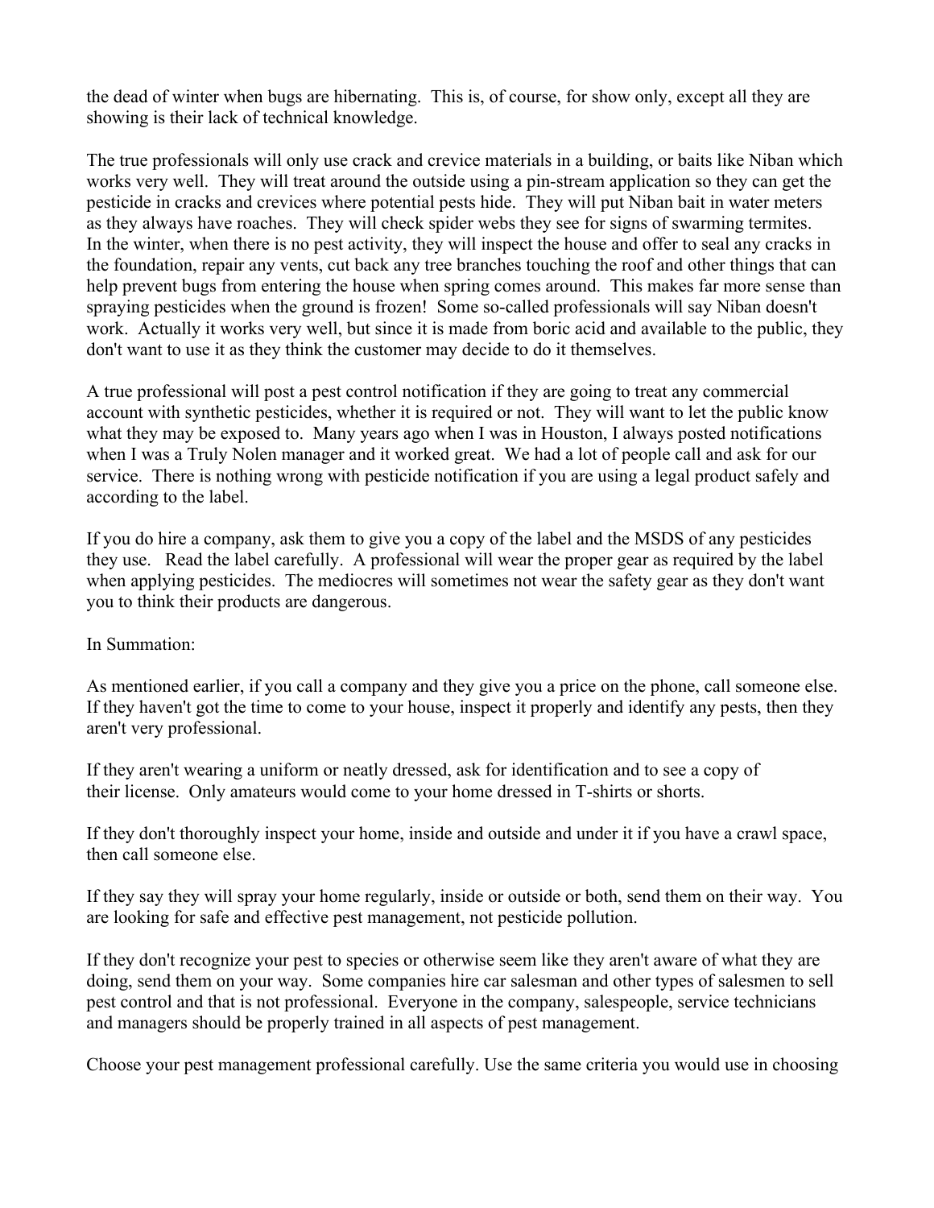the dead of winter when bugs are hibernating. This is, of course, for show only, except all they are showing is their lack of technical knowledge.

The true professionals will only use crack and crevice materials in a building, or baits like Niban which works very well. They will treat around the outside using a pin-stream application so they can get the pesticide in cracks and crevices where potential pests hide. They will put Niban bait in water meters as they always have roaches. They will check spider webs they see for signs of swarming termites. In the winter, when there is no pest activity, they will inspect the house and offer to seal any cracks in the foundation, repair any vents, cut back any tree branches touching the roof and other things that can help prevent bugs from entering the house when spring comes around. This makes far more sense than spraying pesticides when the ground is frozen! Some so-called professionals will say Niban doesn't work. Actually it works very well, but since it is made from boric acid and available to the public, they don't want to use it as they think the customer may decide to do it themselves.

A true professional will post a pest control notification if they are going to treat any commercial account with synthetic pesticides, whether it is required or not. They will want to let the public know what they may be exposed to. Many years ago when I was in Houston, I always posted notifications when I was a Truly Nolen manager and it worked great. We had a lot of people call and ask for our service. There is nothing wrong with pesticide notification if you are using a legal product safely and according to the label.

If you do hire a company, ask them to give you a copy of the label and the MSDS of any pesticides they use. Read the label carefully. A professional will wear the proper gear as required by the label when applying pesticides. The mediocres will sometimes not wear the safety gear as they don't want you to think their products are dangerous.

In Summation:

As mentioned earlier, if you call a company and they give you a price on the phone, call someone else. If they haven't got the time to come to your house, inspect it properly and identify any pests, then they aren't very professional.

If they aren't wearing a uniform or neatly dressed, ask for identification and to see a copy of their license. Only amateurs would come to your home dressed in T-shirts or shorts.

If they don't thoroughly inspect your home, inside and outside and under it if you have a crawl space, then call someone else.

If they say they will spray your home regularly, inside or outside or both, send them on their way. You are looking for safe and effective pest management, not pesticide pollution.

If they don't recognize your pest to species or otherwise seem like they aren't aware of what they are doing, send them on your way. Some companies hire car salesman and other types of salesmen to sell pest control and that is not professional. Everyone in the company, salespeople, service technicians and managers should be properly trained in all aspects of pest management.

Choose your pest management professional carefully. Use the same criteria you would use in choosing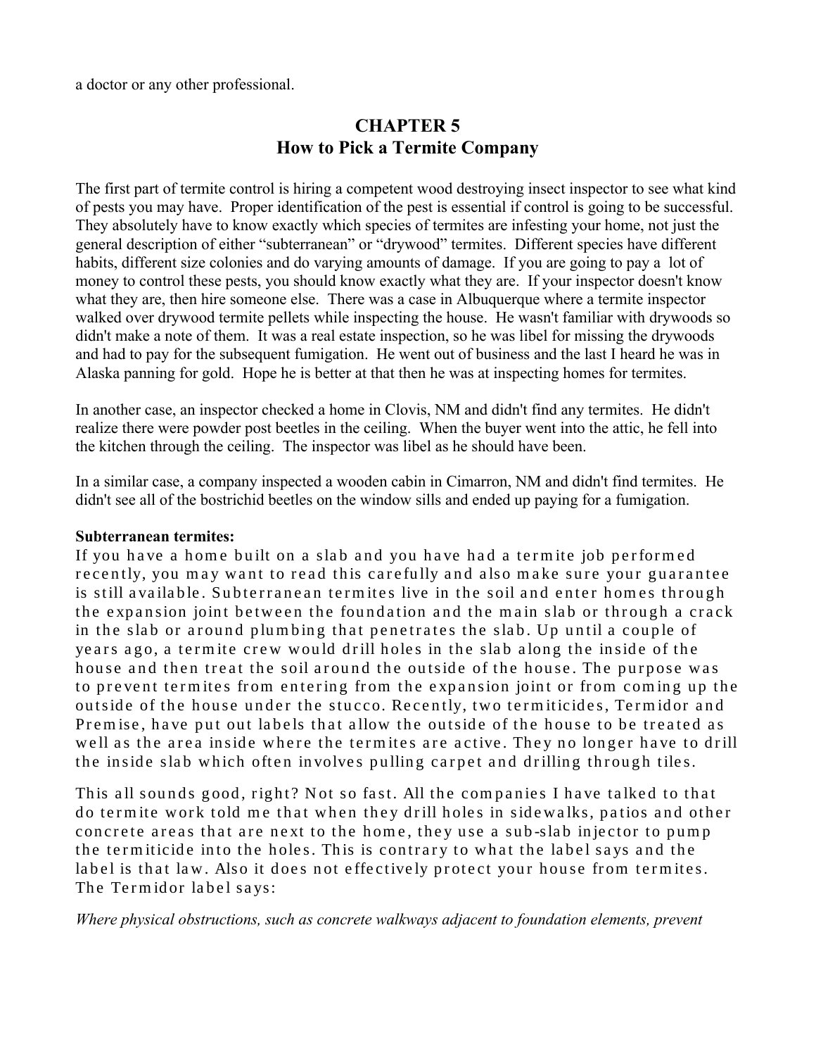a doctor or any other professional.

## CHAPTER 5
## How to Pick a Termite Company

The first part of termite control is hiring a competent wood destroying insect inspector to see what kind of pests you may have. Proper identification of the pest is essential if control is going to be successful. They absolutely have to know exactly which species of termites are infesting your home, not just the general description of either "subterranean" or "drywood" termites. Different species have different habits, different size colonies and do varying amounts of damage. If you are going to pay a lot of money to control these pests, you should know exactly what they are. If your inspector doesn't know what they are, then hire someone else. There was a case in Albuquerque where a termite inspector walked over drywood termite pellets while inspecting the house. He wasn't familiar with drywoods so didn't make a note of them. It was a real estate inspection, so he was libel for missing the drywoods and had to pay for the subsequent fumigation. He went out of business and the last I heard he was in Alaska panning for gold. Hope he is better at that then he was at inspecting homes for termites.

In another case, an inspector checked a home in Clovis, NM and didn't find any termites. He didn't realize there were powder post beetles in the ceiling. When the buyer went into the attic, he fell into the kitchen through the ceiling. The inspector was libel as he should have been.

In a similar case, a company inspected a wooden cabin in Cimarron, NM and didn't find termites. He didn't see all of the bostrichid beetles on the window sills and ended up paying for a fumigation.

**Subterranean termites:**

If you have a home built on a slab and you have had a termite job performed recently, you may want to read this carefully and also make sure your guarantee is still available. Subterranean termites live in the soil and enter homes through the expansion joint between the foundation and the main slab or through a crack in the slab or around plumbing that penetrates the slab. Up until a couple of years ago, a termite crew would drill holes in the slab along the inside of the house and then treat the soil around the outside of the house. The purpose was to prevent termites from entering from the expansion joint or from coming up the outside of the house under the stucco. Recently, two termiticides, Termidor and Premise, have put out labels that allow the outside of the house to be treated as well as the area inside where the termites are active. They no longer have to drill the inside slab which often involves pulling carpet and drilling through tiles.

This all sounds good, right? Not so fast. All the companies I have talked to that do termite work told me that when they drill holes in sidewalks, patios and other concrete areas that are next to the home, they use a sub-slab injector to pump the termiticide into the holes. This is contrary to what the label says and the label is that law. Also it does not effectively protect your house from termites. The Termidor label says:

*Where physical obstructions, such as concrete walkways adjacent to foundation elements, prevent*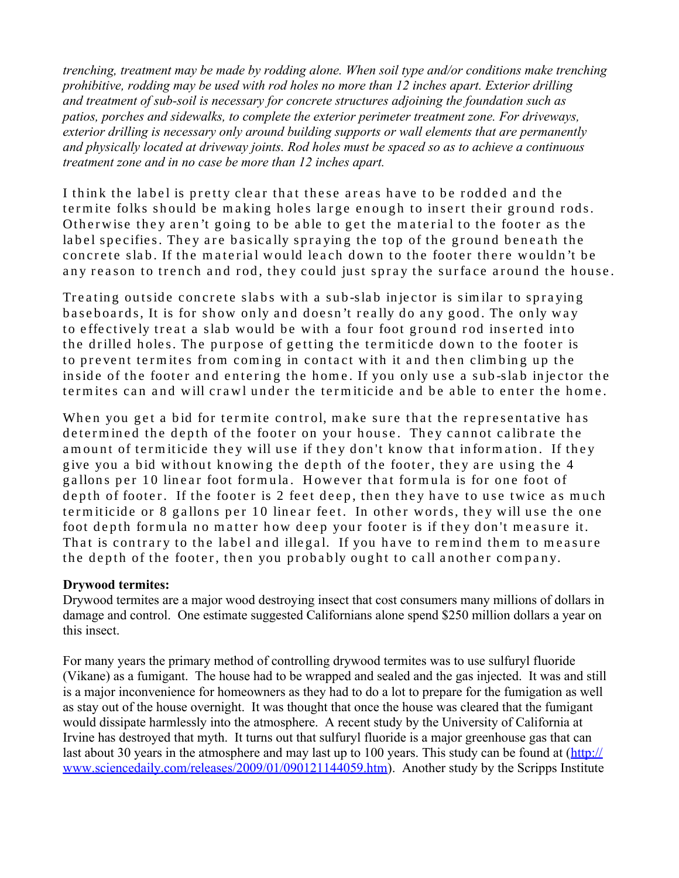*trenching, treatment may be made by rodding alone. When soil type and/or conditions make trenching prohibitive, rodding may be used with rod holes no more than 12 inches apart. Exterior drilling and treatment of sub-soil is necessary for concrete structures adjoining the foundation such as patios, porches and sidewalks, to complete the exterior perimeter treatment zone. For driveways, exterior drilling is necessary only around building supports or wall elements that are permanently and physically located at driveway joints. Rod holes must be spaced so as to achieve a continuous treatment zone and in no case be more than 12 inches apart.*

I think the label is pretty clear that these areas have to be rodded and the termite folks should be making holes large enough to insert their ground rods. Otherwise they aren't going to be able to get the material to the footer as the label specifies. They are basically spraying the top of the ground beneath the concrete slab. If the material would leach down to the footer there wouldn't be any reason to trench and rod, they could just spray the surface around the house.

Treating outside concrete slabs with a sub-slab injector is similar to spraying baseboards, It is for show only and doesn't really do any good. The only way to effectively treat a slab would be with a four foot ground rod inserted into the drilled holes. The purpose of getting the termiticde down to the footer is to prevent termites from coming in contact with it and then climbing up the inside of the footer and entering the home. If you only use a sub-slab injector the termites can and will crawl under the termiticide and be able to enter the home.

When you get a bid for termite control, make sure that the representative has determined the depth of the footer on your house. They cannot calibrate the amount of termiticide they will use if they don't know that information. If they give you a bid without knowing the depth of the footer, they are using the 4 gallons per 10 linear foot formula. However that formula is for one foot of depth of footer. If the footer is 2 feet deep, then they have to use twice as much termiticide or 8 gallons per 10 linear feet. In other words, they will use the one foot depth formula no matter how deep your footer is if they don't measure it. That is contrary to the label and illegal. If you have to remind them to measure the depth of the footer, then you probably ought to call another company.

**Drywood termites:**

Drywood termites are a major wood destroying insect that cost consumers many millions of dollars in damage and control. One estimate suggested Californians alone spend $250 million dollars a year on this insect.

For many years the primary method of controlling drywood termites was to use sulfuryl fluoride (Vikane) as a fumigant. The house had to be wrapped and sealed and the gas injected. It was and still is a major inconvenience for homeowners as they had to do a lot to prepare for the fumigation as well as stay out of the house overnight. It was thought that once the house was cleared that the fumigant would dissipate harmlessly into the atmosphere. A recent study by the University of California at Irvine has destroyed that myth. It turns out that sulfuryl fluoride is a major greenhouse gas that can last about 30 years in the atmosphere and may last up to 100 years. This study can be found at (http://www.sciencedaily.com/releases/2009/01/090121144059.htm). Another study by the Scripps Institute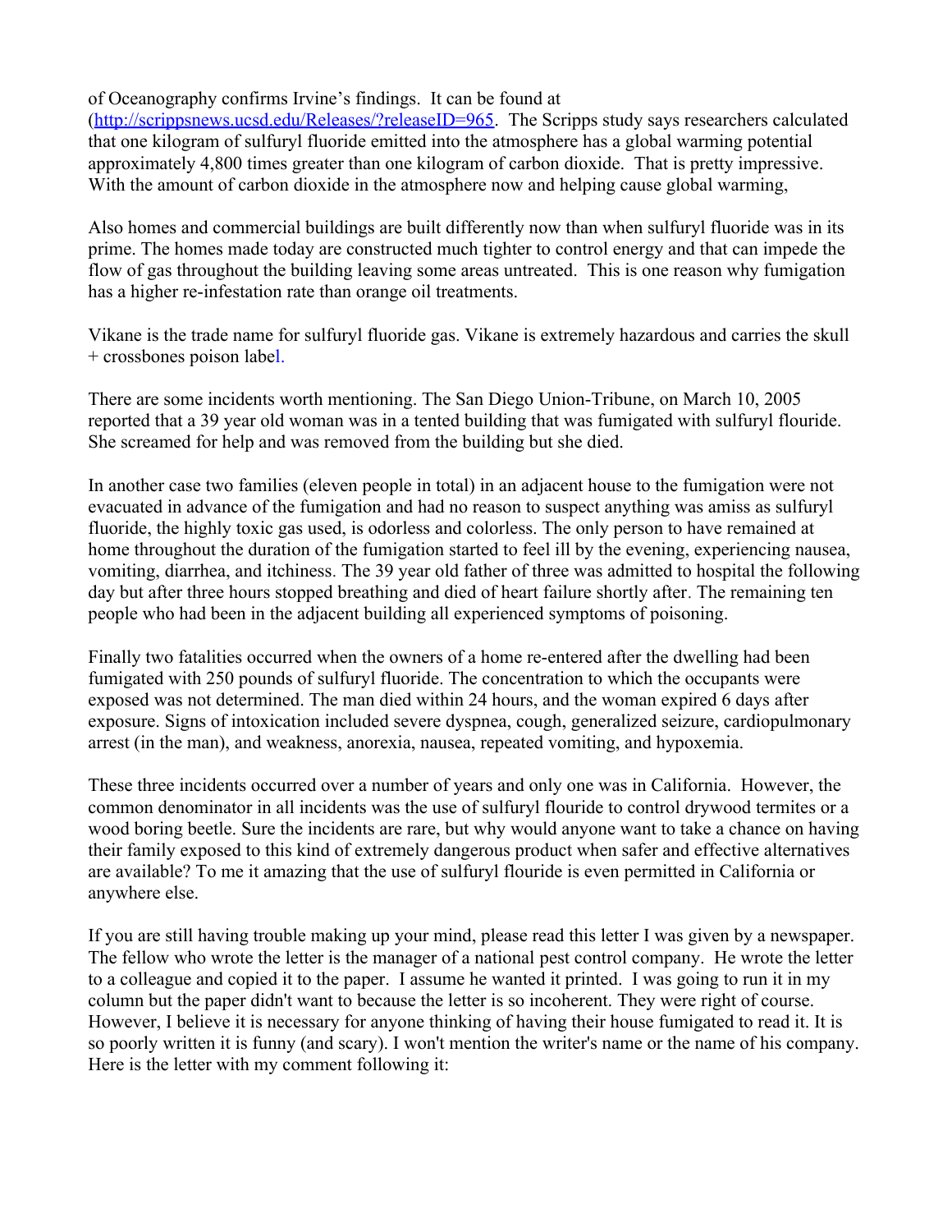of Oceanography confirms Irvine's findings. It can be found at (http://scrippsnews.ucsd.edu/Releases/?releaseID=965. The Scripps study says researchers calculated that one kilogram of sulfuryl fluoride emitted into the atmosphere has a global warming potential approximately 4,800 times greater than one kilogram of carbon dioxide. That is pretty impressive. With the amount of carbon dioxide in the atmosphere now and helping cause global warming,

Also homes and commercial buildings are built differently now than when sulfuryl fluoride was in its prime. The homes made today are constructed much tighter to control energy and that can impede the flow of gas throughout the building leaving some areas untreated. This is one reason why fumigation has a higher re-infestation rate than orange oil treatments.

Vikane is the trade name for sulfuryl fluoride gas. Vikane is extremely hazardous and carries the skull + crossbones poison label.

There are some incidents worth mentioning. The San Diego Union-Tribune, on March 10, 2005 reported that a 39 year old woman was in a tented building that was fumigated with sulfuryl flouride. She screamed for help and was removed from the building but she died.

In another case two families (eleven people in total) in an adjacent house to the fumigation were not evacuated in advance of the fumigation and had no reason to suspect anything was amiss as sulfuryl fluoride, the highly toxic gas used, is odorless and colorless. The only person to have remained at home throughout the duration of the fumigation started to feel ill by the evening, experiencing nausea, vomiting, diarrhea, and itchiness. The 39 year old father of three was admitted to hospital the following day but after three hours stopped breathing and died of heart failure shortly after. The remaining ten people who had been in the adjacent building all experienced symptoms of poisoning.

Finally two fatalities occurred when the owners of a home re-entered after the dwelling had been fumigated with 250 pounds of sulfuryl fluoride. The concentration to which the occupants were exposed was not determined. The man died within 24 hours, and the woman expired 6 days after exposure. Signs of intoxication included severe dyspnea, cough, generalized seizure, cardiopulmonary arrest (in the man), and weakness, anorexia, nausea, repeated vomiting, and hypoxemia.

These three incidents occurred over a number of years and only one was in California. However, the common denominator in all incidents was the use of sulfuryl flouride to control drywood termites or a wood boring beetle. Sure the incidents are rare, but why would anyone want to take a chance on having their family exposed to this kind of extremely dangerous product when safer and effective alternatives are available? To me it amazing that the use of sulfuryl flouride is even permitted in California or anywhere else.

If you are still having trouble making up your mind, please read this letter I was given by a newspaper. The fellow who wrote the letter is the manager of a national pest control company. He wrote the letter to a colleague and copied it to the paper. I assume he wanted it printed. I was going to run it in my column but the paper didn't want to because the letter is so incoherent. They were right of course. However, I believe it is necessary for anyone thinking of having their house fumigated to read it. It is so poorly written it is funny (and scary). I won't mention the writer's name or the name of his company. Here is the letter with my comment following it: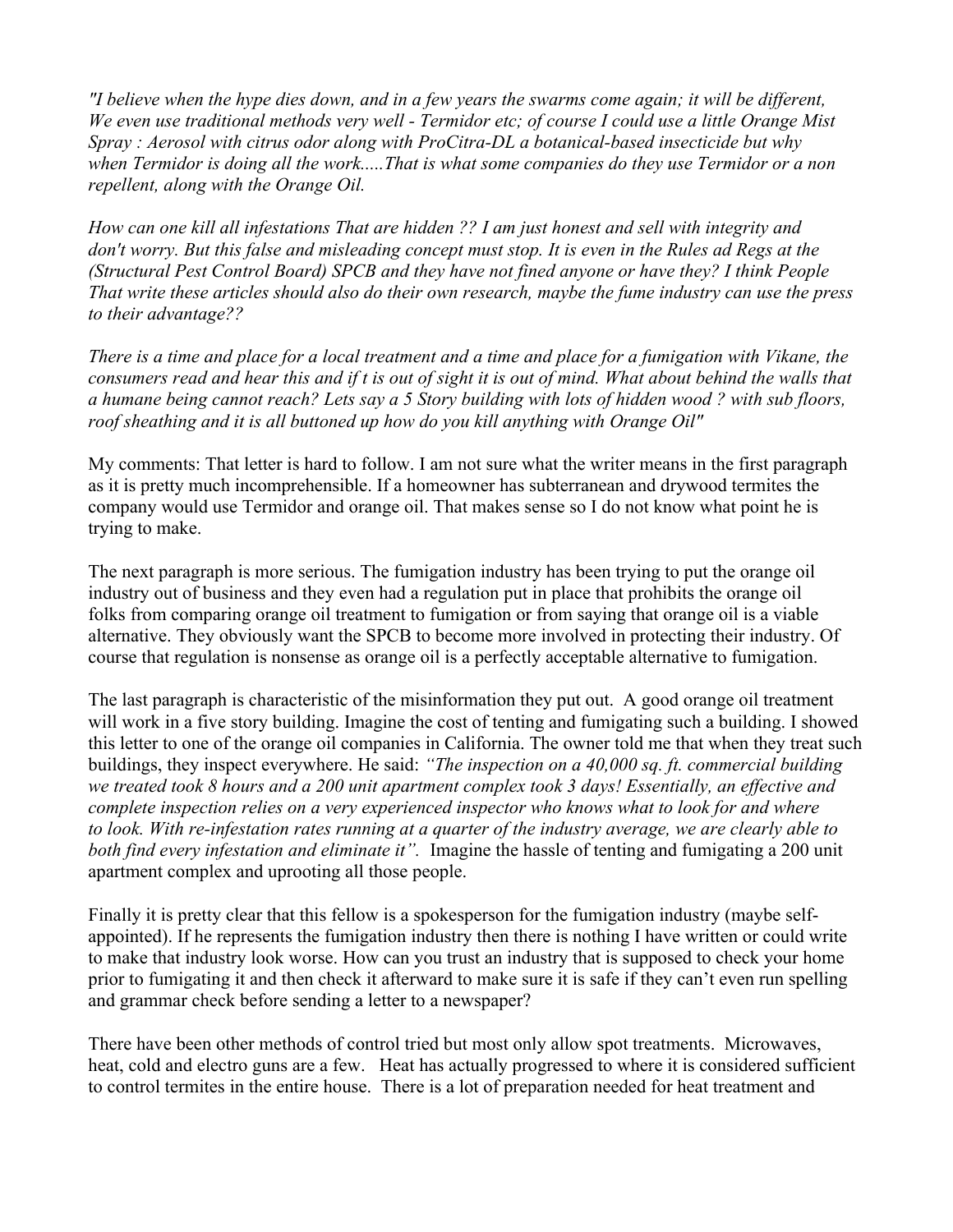*"I believe when the hype dies down, and in a few years the swarms come again; it will be different, We even use traditional methods very well - Termidor etc; of course I could use a little Orange Mist Spray : Aerosol with citrus odor along with ProCitra-DL a botanical-based insecticide but why when Termidor is doing all the work.....That is what some companies do they use Termidor or a non repellent, along with the Orange Oil.*

*How can one kill all infestations That are hidden ?? I am just honest and sell with integrity and don't worry. But this false and misleading concept must stop. It is even in the Rules ad Regs at the (Structural Pest Control Board) SPCB and they have not fined anyone or have they? I think People That write these articles should also do their own research, maybe the fume industry can use the press to their advantage??*

*There is a time and place for a local treatment and a time and place for a fumigation with Vikane, the consumers read and hear this and if t is out of sight it is out of mind. What about behind the walls that a humane being cannot reach? Lets say a 5 Story building with lots of hidden wood ? with sub floors, roof sheathing and it is all buttoned up how do you kill anything with Orange Oil"*

My comments: That letter is hard to follow. I am not sure what the writer means in the first paragraph as it is pretty much incomprehensible. If a homeowner has subterranean and drywood termites the company would use Termidor and orange oil. That makes sense so I do not know what point he is trying to make.

The next paragraph is more serious. The fumigation industry has been trying to put the orange oil industry out of business and they even had a regulation put in place that prohibits the orange oil folks from comparing orange oil treatment to fumigation or from saying that orange oil is a viable alternative. They obviously want the SPCB to become more involved in protecting their industry. Of course that regulation is nonsense as orange oil is a perfectly acceptable alternative to fumigation.

The last paragraph is characteristic of the misinformation they put out. A good orange oil treatment will work in a five story building. Imagine the cost of tenting and fumigating such a building. I showed this letter to one of the orange oil companies in California. The owner told me that when they treat such buildings, they inspect everywhere. He said: *"The inspection on a 40,000 sq. ft. commercial building we treated took 8 hours and a 200 unit apartment complex took 3 days! Essentially, an effective and complete inspection relies on a very experienced inspector who knows what to look for and where to look. With re-infestation rates running at a quarter of the industry average, we are clearly able to both find every infestation and eliminate it".* Imagine the hassle of tenting and fumigating a 200 unit apartment complex and uprooting all those people.

Finally it is pretty clear that this fellow is a spokesperson for the fumigation industry (maybe self-appointed). If he represents the fumigation industry then there is nothing I have written or could write to make that industry look worse. How can you trust an industry that is supposed to check your home prior to fumigating it and then check it afterward to make sure it is safe if they can't even run spelling and grammar check before sending a letter to a newspaper?

There have been other methods of control tried but most only allow spot treatments. Microwaves, heat, cold and electro guns are a few. Heat has actually progressed to where it is considered sufficient to control termites in the entire house. There is a lot of preparation needed for heat treatment and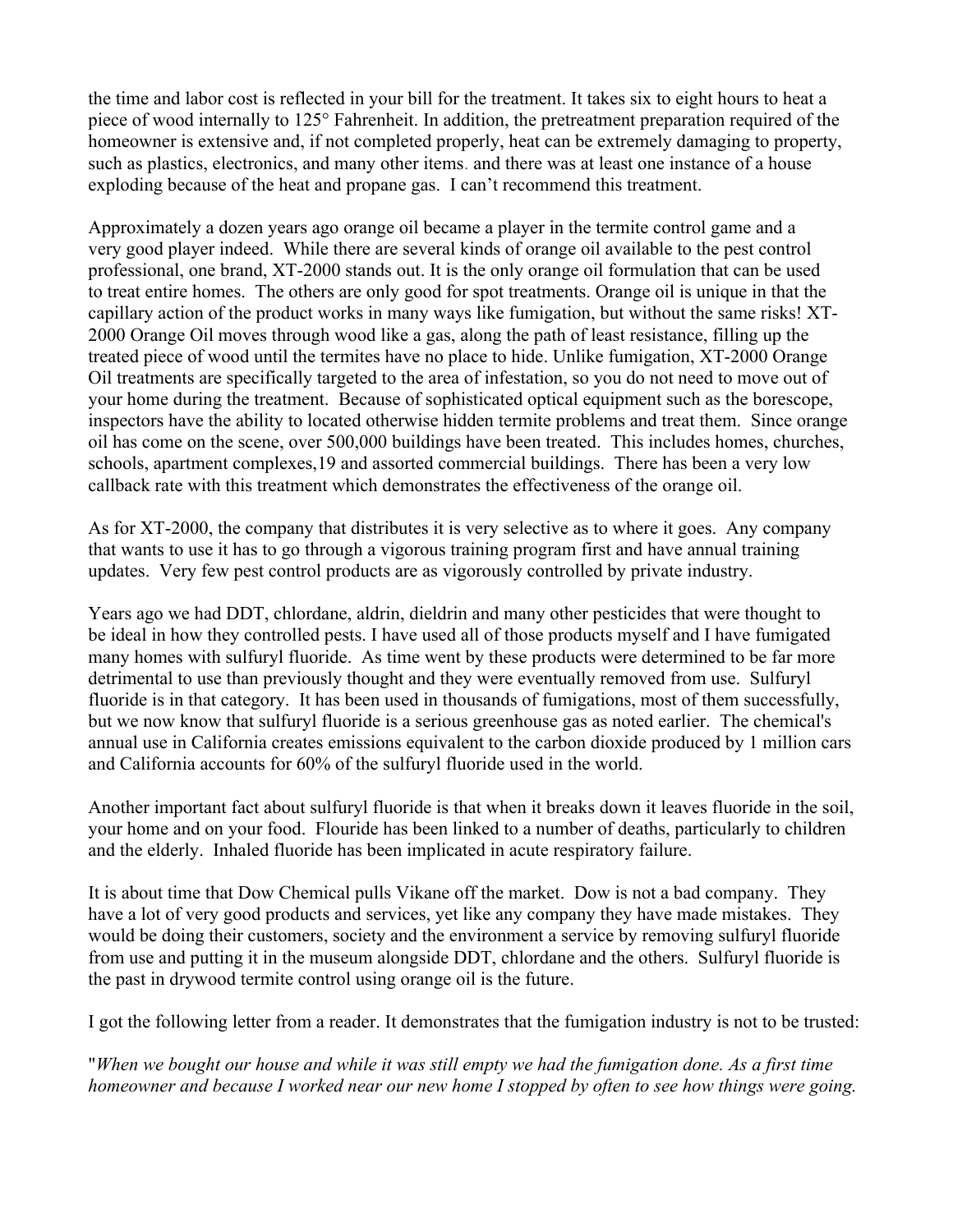the time and labor cost is reflected in your bill for the treatment. It takes six to eight hours to heat a piece of wood internally to 125° Fahrenheit. In addition, the pretreatment preparation required of the homeowner is extensive and, if not completed properly, heat can be extremely damaging to property, such as plastics, electronics, and many other items. and there was at least one instance of a house exploding because of the heat and propane gas. I can't recommend this treatment.

Approximately a dozen years ago orange oil became a player in the termite control game and a very good player indeed. While there are several kinds of orange oil available to the pest control professional, one brand, XT-2000 stands out. It is the only orange oil formulation that can be used to treat entire homes. The others are only good for spot treatments. Orange oil is unique in that the capillary action of the product works in many ways like fumigation, but without the same risks! XT-2000 Orange Oil moves through wood like a gas, along the path of least resistance, filling up the treated piece of wood until the termites have no place to hide. Unlike fumigation, XT-2000 Orange Oil treatments are specifically targeted to the area of infestation, so you do not need to move out of your home during the treatment. Because of sophisticated optical equipment such as the borescope, inspectors have the ability to located otherwise hidden termite problems and treat them. Since orange oil has come on the scene, over 500,000 buildings have been treated. This includes homes, churches, schools, apartment complexes,19 and assorted commercial buildings. There has been a very low callback rate with this treatment which demonstrates the effectiveness of the orange oil.

As for XT-2000, the company that distributes it is very selective as to where it goes. Any company that wants to use it has to go through a vigorous training program first and have annual training updates. Very few pest control products are as vigorously controlled by private industry.

Years ago we had DDT, chlordane, aldrin, dieldrin and many other pesticides that were thought to be ideal in how they controlled pests. I have used all of those products myself and I have fumigated many homes with sulfuryl fluoride. As time went by these products were determined to be far more detrimental to use than previously thought and they were eventually removed from use. Sulfuryl fluoride is in that category. It has been used in thousands of fumigations, most of them successfully, but we now know that sulfuryl fluoride is a serious greenhouse gas as noted earlier. The chemical's annual use in California creates emissions equivalent to the carbon dioxide produced by 1 million cars and California accounts for 60% of the sulfuryl fluoride used in the world.

Another important fact about sulfuryl fluoride is that when it breaks down it leaves fluoride in the soil, your home and on your food. Flouride has been linked to a number of deaths, particularly to children and the elderly. Inhaled fluoride has been implicated in acute respiratory failure.

It is about time that Dow Chemical pulls Vikane off the market. Dow is not a bad company. They have a lot of very good products and services, yet like any company they have made mistakes. They would be doing their customers, society and the environment a service by removing sulfuryl fluoride from use and putting it in the museum alongside DDT, chlordane and the others. Sulfuryl fluoride is the past in drywood termite control using orange oil is the future.

I got the following letter from a reader. It demonstrates that the fumigation industry is not to be trusted:

"*When we bought our house and while it was still empty we had the fumigation done. As a first time homeowner and because I worked near our new home I stopped by often to see how things were going.*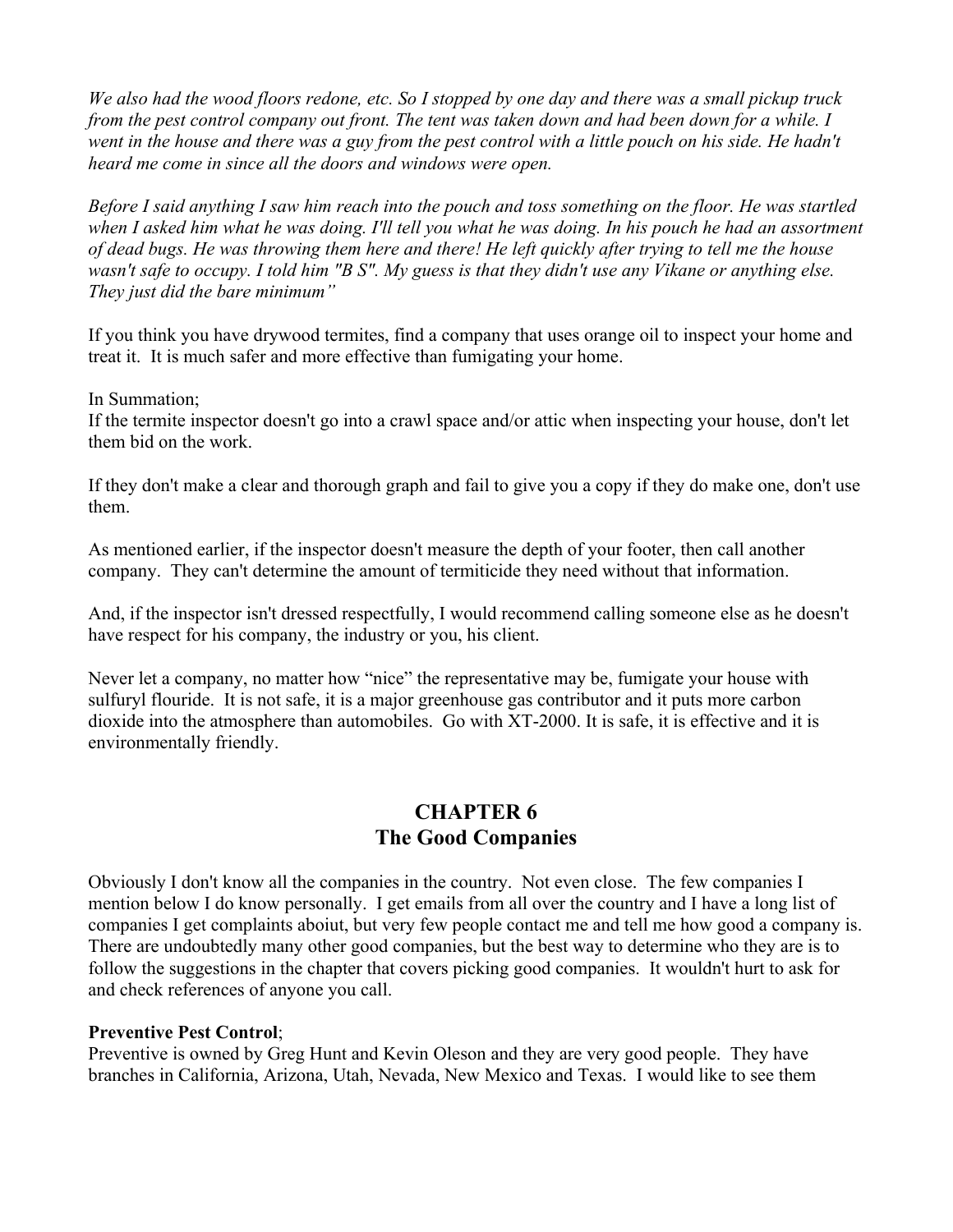*We also had the wood floors redone, etc. So I stopped by one day and there was a small pickup truck from the pest control company out front. The tent was taken down and had been down for a while. I went in the house and there was a guy from the pest control with a little pouch on his side. He hadn't heard me come in since all the doors and windows were open.*

*Before I said anything I saw him reach into the pouch and toss something on the floor. He was startled when I asked him what he was doing. I'll tell you what he was doing. In his pouch he had an assortment of dead bugs. He was throwing them here and there! He left quickly after trying to tell me the house wasn't safe to occupy. I told him "B S". My guess is that they didn't use any Vikane or anything else. They just did the bare minimum"*

If you think you have drywood termites, find a company that uses orange oil to inspect your home and treat it. It is much safer and more effective than fumigating your home.

In Summation;
If the termite inspector doesn't go into a crawl space and/or attic when inspecting your house, don't let them bid on the work.

If they don't make a clear and thorough graph and fail to give you a copy if they do make one, don't use them.

As mentioned earlier, if the inspector doesn't measure the depth of your footer, then call another company. They can't determine the amount of termiticide they need without that information.

And, if the inspector isn't dressed respectfully, I would recommend calling someone else as he doesn't have respect for his company, the industry or you, his client.

Never let a company, no matter how "nice" the representative may be, fumigate your house with sulfuryl flouride. It is not safe, it is a major greenhouse gas contributor and it puts more carbon dioxide into the atmosphere than automobiles. Go with XT-2000. It is safe, it is effective and it is environmentally friendly.

## CHAPTER 6
## The Good Companies

Obviously I don't know all the companies in the country. Not even close. The few companies I mention below I do know personally. I get emails from all over the country and I have a long list of companies I get complaints aboiut, but very few people contact me and tell me how good a company is. There are undoubtedly many other good companies, but the best way to determine who they are is to follow the suggestions in the chapter that covers picking good companies. It wouldn't hurt to ask for and check references of anyone you call.

**Preventive Pest Control**;
Preventive is owned by Greg Hunt and Kevin Oleson and they are very good people. They have branches in California, Arizona, Utah, Nevada, New Mexico and Texas. I would like to see them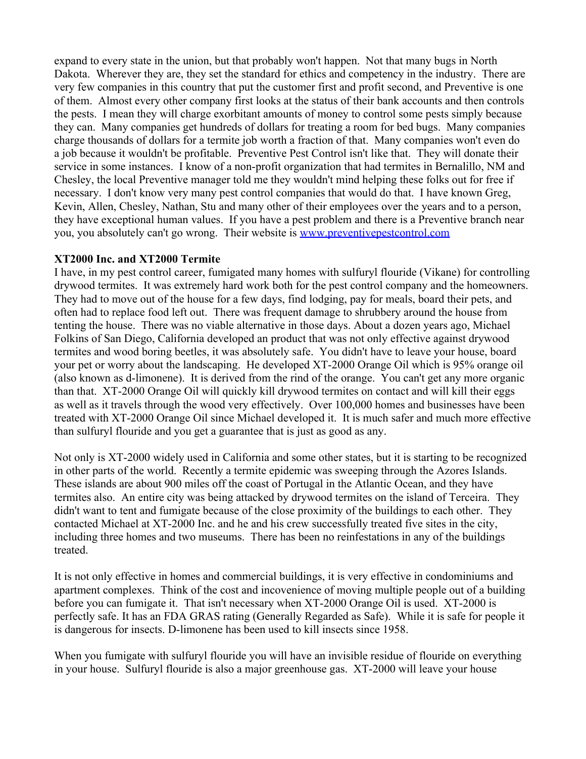expand to every state in the union, but that probably won't happen. Not that many bugs in North Dakota. Wherever they are, they set the standard for ethics and competency in the industry. There are very few companies in this country that put the customer first and profit second, and Preventive is one of them. Almost every other company first looks at the status of their bank accounts and then controls the pests. I mean they will charge exorbitant amounts of money to control some pests simply because they can. Many companies get hundreds of dollars for treating a room for bed bugs. Many companies charge thousands of dollars for a termite job worth a fraction of that. Many companies won't even do a job because it wouldn't be profitable. Preventive Pest Control isn't like that. They will donate their service in some instances. I know of a non-profit organization that had termites in Bernalillo, NM and Chesley, the local Preventive manager told me they wouldn't mind helping these folks out for free if necessary. I don't know very many pest control companies that would do that. I have known Greg, Kevin, Allen, Chesley, Nathan, Stu and many other of their employees over the years and to a person, they have exceptional human values. If you have a pest problem and there is a Preventive branch near you, you absolutely can't go wrong. Their website is [www.preventivepestcontrol.com](http://www.preventivepestcontrol.com)

**XT2000 Inc. and XT2000 Termite**

I have, in my pest control career, fumigated many homes with sulfuryl flouride (Vikane) for controlling drywood termites. It was extremely hard work both for the pest control company and the homeowners. They had to move out of the house for a few days, find lodging, pay for meals, board their pets, and often had to replace food left out. There was frequent damage to shrubbery around the house from tenting the house. There was no viable alternative in those days. About a dozen years ago, Michael Folkins of San Diego, California developed an product that was not only effective against drywood termites and wood boring beetles, it was absolutely safe. You didn't have to leave your house, board your pet or worry about the landscaping. He developed XT-2000 Orange Oil which is 95% orange oil (also known as d-limonene). It is derived from the rind of the orange. You can't get any more organic than that. XT-2000 Orange Oil will quickly kill drywood termites on contact and will kill their eggs as well as it travels through the wood very effectively. Over 100,000 homes and businesses have been treated with XT-2000 Orange Oil since Michael developed it. It is much safer and much more effective than sulfuryl flouride and you get a guarantee that is just as good as any.

Not only is XT-2000 widely used in California and some other states, but it is starting to be recognized in other parts of the world. Recently a termite epidemic was sweeping through the Azores Islands. These islands are about 900 miles off the coast of Portugal in the Atlantic Ocean, and they have termites also. An entire city was being attacked by drywood termites on the island of Terceira. They didn't want to tent and fumigate because of the close proximity of the buildings to each other. They contacted Michael at XT-2000 Inc. and he and his crew successfully treated five sites in the city, including three homes and two museums. There has been no reinfestations in any of the buildings treated.

It is not only effective in homes and commercial buildings, it is very effective in condominiums and apartment complexes. Think of the cost and incovenience of moving multiple people out of a building before you can fumigate it. That isn't necessary when XT-2000 Orange Oil is used. XT-2000 is perfectly safe. It has an FDA GRAS rating (Generally Regarded as Safe). While it is safe for people it is dangerous for insects. D-limonene has been used to kill insects since 1958.

When you fumigate with sulfuryl flouride you will have an invisible residue of flouride on everything in your house. Sulfuryl flouride is also a major greenhouse gas. XT-2000 will leave your house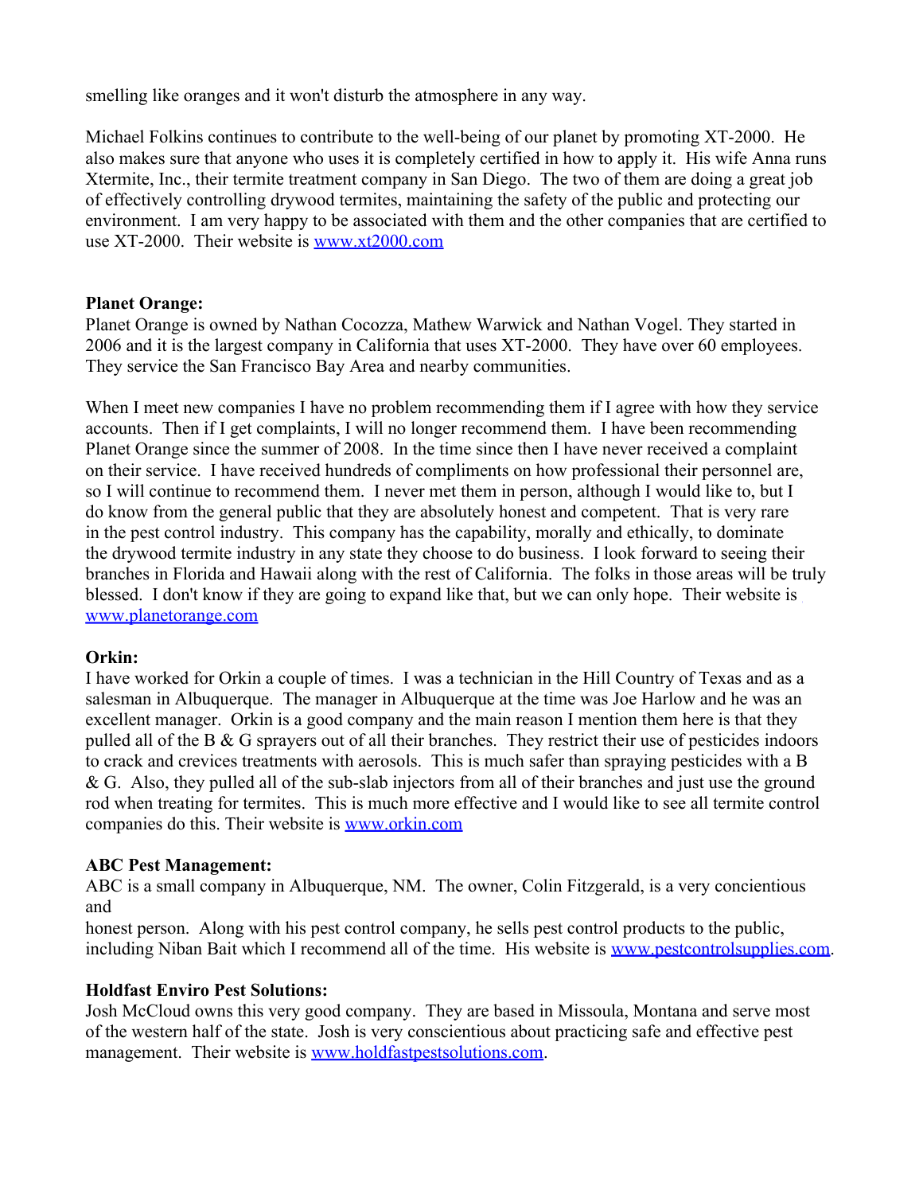smelling like oranges and it won't disturb the atmosphere in any way.

Michael Folkins continues to contribute to the well-being of our planet by promoting XT-2000. He also makes sure that anyone who uses it is completely certified in how to apply it. His wife Anna runs Xtermite, Inc., their termite treatment company in San Diego. The two of them are doing a great job of effectively controlling drywood termites, maintaining the safety of the public and protecting our environment. I am very happy to be associated with them and the other companies that are certified to use XT-2000. Their website is www.xt2000.com

**Planet Orange:**
Planet Orange is owned by Nathan Cocozza, Mathew Warwick and Nathan Vogel. They started in 2006 and it is the largest company in California that uses XT-2000. They have over 60 employees. They service the San Francisco Bay Area and nearby communities.

When I meet new companies I have no problem recommending them if I agree with how they service accounts. Then if I get complaints, I will no longer recommend them. I have been recommending Planet Orange since the summer of 2008. In the time since then I have never received a complaint on their service. I have received hundreds of compliments on how professional their personnel are, so I will continue to recommend them. I never met them in person, although I would like to, but I do know from the general public that they are absolutely honest and competent. That is very rare in the pest control industry. This company has the capability, morally and ethically, to dominate the drywood termite industry in any state they choose to do business. I look forward to seeing their branches in Florida and Hawaii along with the rest of California. The folks in those areas will be truly blessed. I don't know if they are going to expand like that, but we can only hope. Their website is www.planetorange.com

**Orkin:**
I have worked for Orkin a couple of times. I was a technician in the Hill Country of Texas and as a salesman in Albuquerque. The manager in Albuquerque at the time was Joe Harlow and he was an excellent manager. Orkin is a good company and the main reason I mention them here is that they pulled all of the B & G sprayers out of all their branches. They restrict their use of pesticides indoors to crack and crevices treatments with aerosols. This is much safer than spraying pesticides with a B & G. Also, they pulled all of the sub-slab injectors from all of their branches and just use the ground rod when treating for termites. This is much more effective and I would like to see all termite control companies do this. Their website is www.orkin.com

**ABC Pest Management:**
ABC is a small company in Albuquerque, NM. The owner, Colin Fitzgerald, is a very concientious and
honest person. Along with his pest control company, he sells pest control products to the public, including Niban Bait which I recommend all of the time. His website is www.pestcontrolsupplies.com.

**Holdfast Enviro Pest Solutions:**
Josh McCloud owns this very good company. They are based in Missoula, Montana and serve most of the western half of the state. Josh is very conscientious about practicing safe and effective pest management. Their website is www.holdfastpestsolutions.com.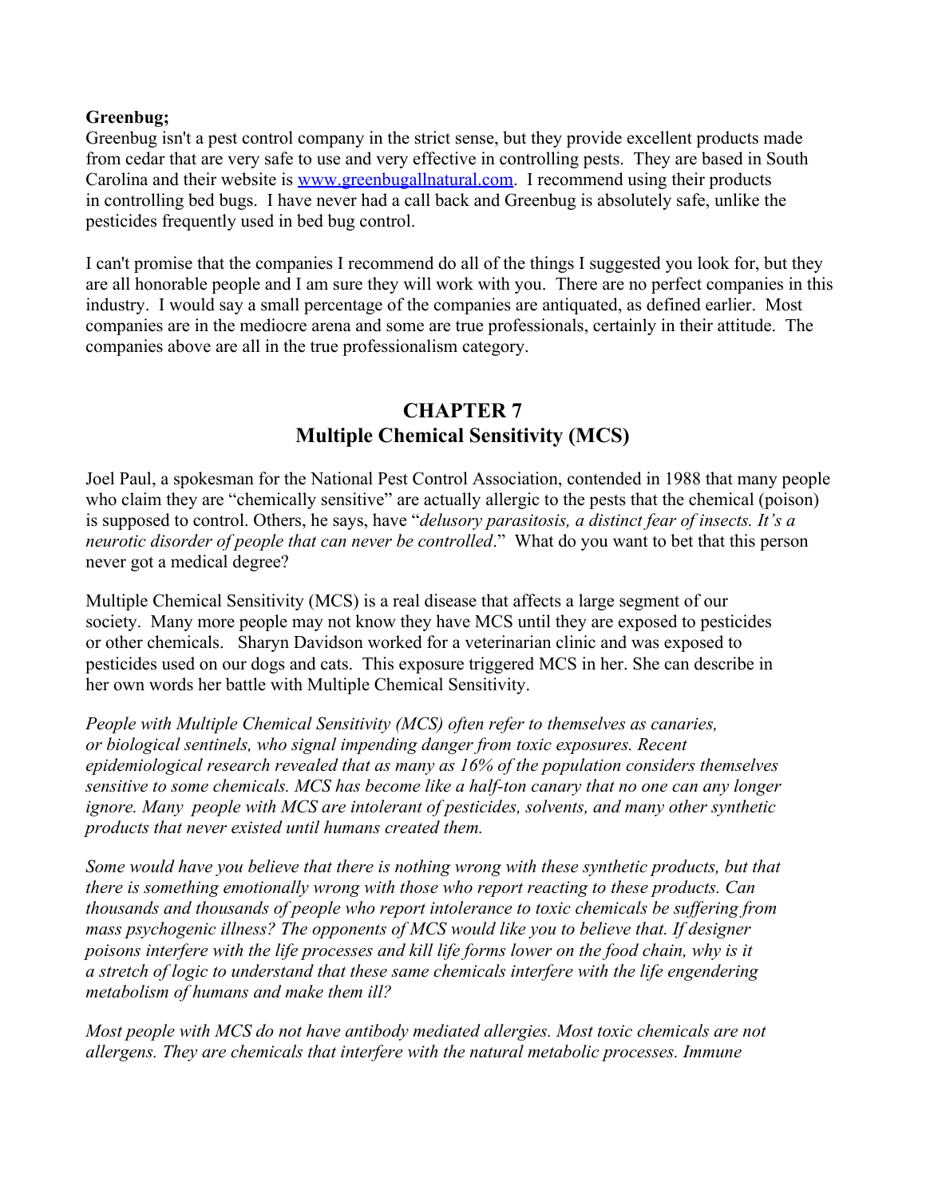**Greenbug;**
Greenbug isn't a pest control company in the strict sense, but they provide excellent products made from cedar that are very safe to use and very effective in controlling pests. They are based in South Carolina and their website is [www.greenbugallnatural.com](http://www.greenbugallnatural.com). I recommend using their products in controlling bed bugs. I have never had a call back and Greenbug is absolutely safe, unlike the pesticides frequently used in bed bug control.

I can't promise that the companies I recommend do all of the things I suggested you look for, but they are all honorable people and I am sure they will work with you. There are no perfect companies in this industry. I would say a small percentage of the companies are antiquated, as defined earlier. Most companies are in the mediocre arena and some are true professionals, certainly in their attitude. The companies above are all in the true professionalism category.

## CHAPTER 7
## Multiple Chemical Sensitivity (MCS)

Joel Paul, a spokesman for the National Pest Control Association, contended in 1988 that many people who claim they are "chemically sensitive" are actually allergic to the pests that the chemical (poison) is supposed to control. Others, he says, have "*delusory parasitosis, a distinct fear of insects. It's a neurotic disorder of people that can never be controlled*." What do you want to bet that this person never got a medical degree?

Multiple Chemical Sensitivity (MCS) is a real disease that affects a large segment of our society. Many more people may not know they have MCS until they are exposed to pesticides or other chemicals. Sharyn Davidson worked for a veterinarian clinic and was exposed to pesticides used on our dogs and cats. This exposure triggered MCS in her. She can describe in her own words her battle with Multiple Chemical Sensitivity.

*People with Multiple Chemical Sensitivity (MCS) often refer to themselves as canaries, or biological sentinels, who signal impending danger from toxic exposures. Recent epidemiological research revealed that as many as 16% of the population considers themselves sensitive to some chemicals. MCS has become like a half-ton canary that no one can any longer ignore. Many people with MCS are intolerant of pesticides, solvents, and many other synthetic products that never existed until humans created them.*

*Some would have you believe that there is nothing wrong with these synthetic products, but that there is something emotionally wrong with those who report reacting to these products. Can thousands and thousands of people who report intolerance to toxic chemicals be suffering from mass psychogenic illness? The opponents of MCS would like you to believe that. If designer poisons interfere with the life processes and kill life forms lower on the food chain, why is it a stretch of logic to understand that these same chemicals interfere with the life engendering metabolism of humans and make them ill?*

*Most people with MCS do not have antibody mediated allergies. Most toxic chemicals are not allergens. They are chemicals that interfere with the natural metabolic processes. Immune*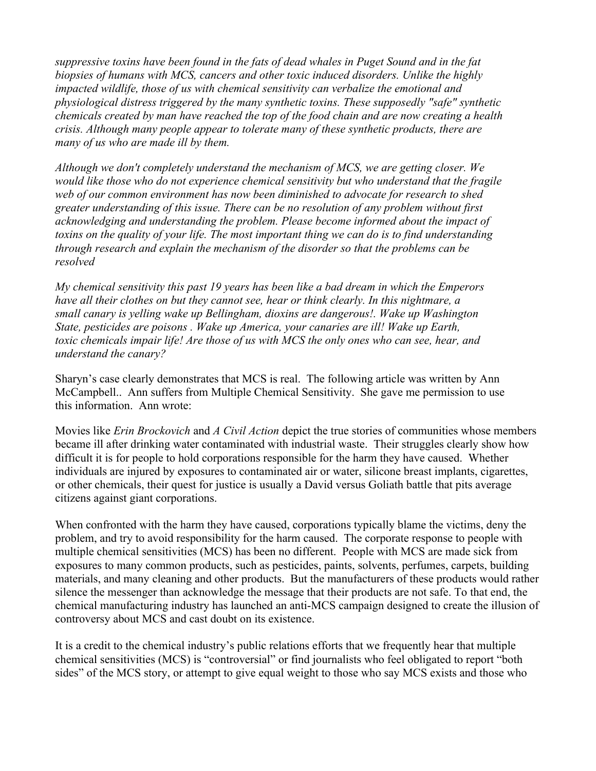*suppressive toxins have been found in the fats of dead whales in Puget Sound and in the fat biopsies of humans with MCS, cancers and other toxic induced disorders. Unlike the highly impacted wildlife, those of us with chemical sensitivity can verbalize the emotional and physiological distress triggered by the many synthetic toxins. These supposedly "safe" synthetic chemicals created by man have reached the top of the food chain and are now creating a health crisis. Although many people appear to tolerate many of these synthetic products, there are many of us who are made ill by them.*

*Although we don't completely understand the mechanism of MCS, we are getting closer. We would like those who do not experience chemical sensitivity but who understand that the fragile web of our common environment has now been diminished to advocate for research to shed greater understanding of this issue. There can be no resolution of any problem without first acknowledging and understanding the problem. Please become informed about the impact of toxins on the quality of your life. The most important thing we can do is to find understanding through research and explain the mechanism of the disorder so that the problems can be resolved*

*My chemical sensitivity this past 19 years has been like a bad dream in which the Emperors have all their clothes on but they cannot see, hear or think clearly. In this nightmare, a small canary is yelling wake up Bellingham, dioxins are dangerous!. Wake up Washington State, pesticides are poisons . Wake up America, your canaries are ill! Wake up Earth, toxic chemicals impair life! Are those of us with MCS the only ones who can see, hear, and understand the canary?*

Sharyn's case clearly demonstrates that MCS is real. The following article was written by Ann McCampbell.. Ann suffers from Multiple Chemical Sensitivity. She gave me permission to use this information. Ann wrote:

Movies like *Erin Brockovich* and *A Civil Action* depict the true stories of communities whose members became ill after drinking water contaminated with industrial waste. Their struggles clearly show how difficult it is for people to hold corporations responsible for the harm they have caused. Whether individuals are injured by exposures to contaminated air or water, silicone breast implants, cigarettes, or other chemicals, their quest for justice is usually a David versus Goliath battle that pits average citizens against giant corporations.

When confronted with the harm they have caused, corporations typically blame the victims, deny the problem, and try to avoid responsibility for the harm caused. The corporate response to people with multiple chemical sensitivities (MCS) has been no different. People with MCS are made sick from exposures to many common products, such as pesticides, paints, solvents, perfumes, carpets, building materials, and many cleaning and other products. But the manufacturers of these products would rather silence the messenger than acknowledge the message that their products are not safe. To that end, the chemical manufacturing industry has launched an anti-MCS campaign designed to create the illusion of controversy about MCS and cast doubt on its existence.

It is a credit to the chemical industry's public relations efforts that we frequently hear that multiple chemical sensitivities (MCS) is "controversial" or find journalists who feel obligated to report "both sides" of the MCS story, or attempt to give equal weight to those who say MCS exists and those who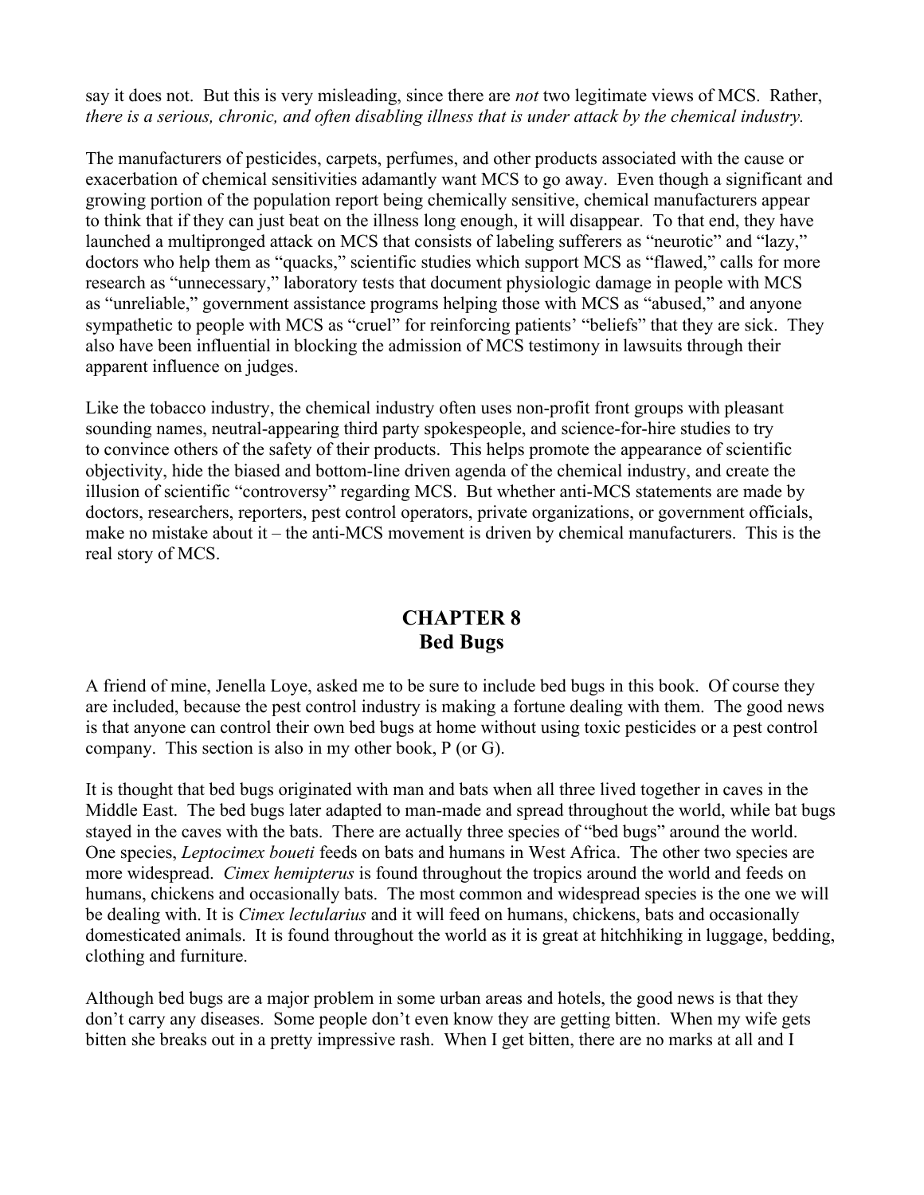say it does not. But this is very misleading, since there are *not* two legitimate views of MCS. Rather, *there is a serious, chronic, and often disabling illness that is under attack by the chemical industry.*

The manufacturers of pesticides, carpets, perfumes, and other products associated with the cause or exacerbation of chemical sensitivities adamantly want MCS to go away. Even though a significant and growing portion of the population report being chemically sensitive, chemical manufacturers appear to think that if they can just beat on the illness long enough, it will disappear. To that end, they have launched a multipronged attack on MCS that consists of labeling sufferers as "neurotic" and "lazy," doctors who help them as "quacks," scientific studies which support MCS as "flawed," calls for more research as "unnecessary," laboratory tests that document physiologic damage in people with MCS as "unreliable," government assistance programs helping those with MCS as "abused," and anyone sympathetic to people with MCS as "cruel" for reinforcing patients' "beliefs" that they are sick. They also have been influential in blocking the admission of MCS testimony in lawsuits through their apparent influence on judges.

Like the tobacco industry, the chemical industry often uses non-profit front groups with pleasant sounding names, neutral-appearing third party spokespeople, and science-for-hire studies to try to convince others of the safety of their products. This helps promote the appearance of scientific objectivity, hide the biased and bottom-line driven agenda of the chemical industry, and create the illusion of scientific "controversy" regarding MCS. But whether anti-MCS statements are made by doctors, researchers, reporters, pest control operators, private organizations, or government officials, make no mistake about it – the anti-MCS movement is driven by chemical manufacturers. This is the real story of MCS.

## CHAPTER 8
## Bed Bugs

A friend of mine, Jenella Loye, asked me to be sure to include bed bugs in this book. Of course they are included, because the pest control industry is making a fortune dealing with them. The good news is that anyone can control their own bed bugs at home without using toxic pesticides or a pest control company. This section is also in my other book, P (or G).

It is thought that bed bugs originated with man and bats when all three lived together in caves in the Middle East. The bed bugs later adapted to man-made and spread throughout the world, while bat bugs stayed in the caves with the bats. There are actually three species of "bed bugs" around the world. One species, *Leptocimex boueti* feeds on bats and humans in West Africa. The other two species are more widespread. *Cimex hemipterus* is found throughout the tropics around the world and feeds on humans, chickens and occasionally bats. The most common and widespread species is the one we will be dealing with. It is *Cimex lectularius* and it will feed on humans, chickens, bats and occasionally domesticated animals. It is found throughout the world as it is great at hitchhiking in luggage, bedding, clothing and furniture.

Although bed bugs are a major problem in some urban areas and hotels, the good news is that they don't carry any diseases. Some people don't even know they are getting bitten. When my wife gets bitten she breaks out in a pretty impressive rash. When I get bitten, there are no marks at all and I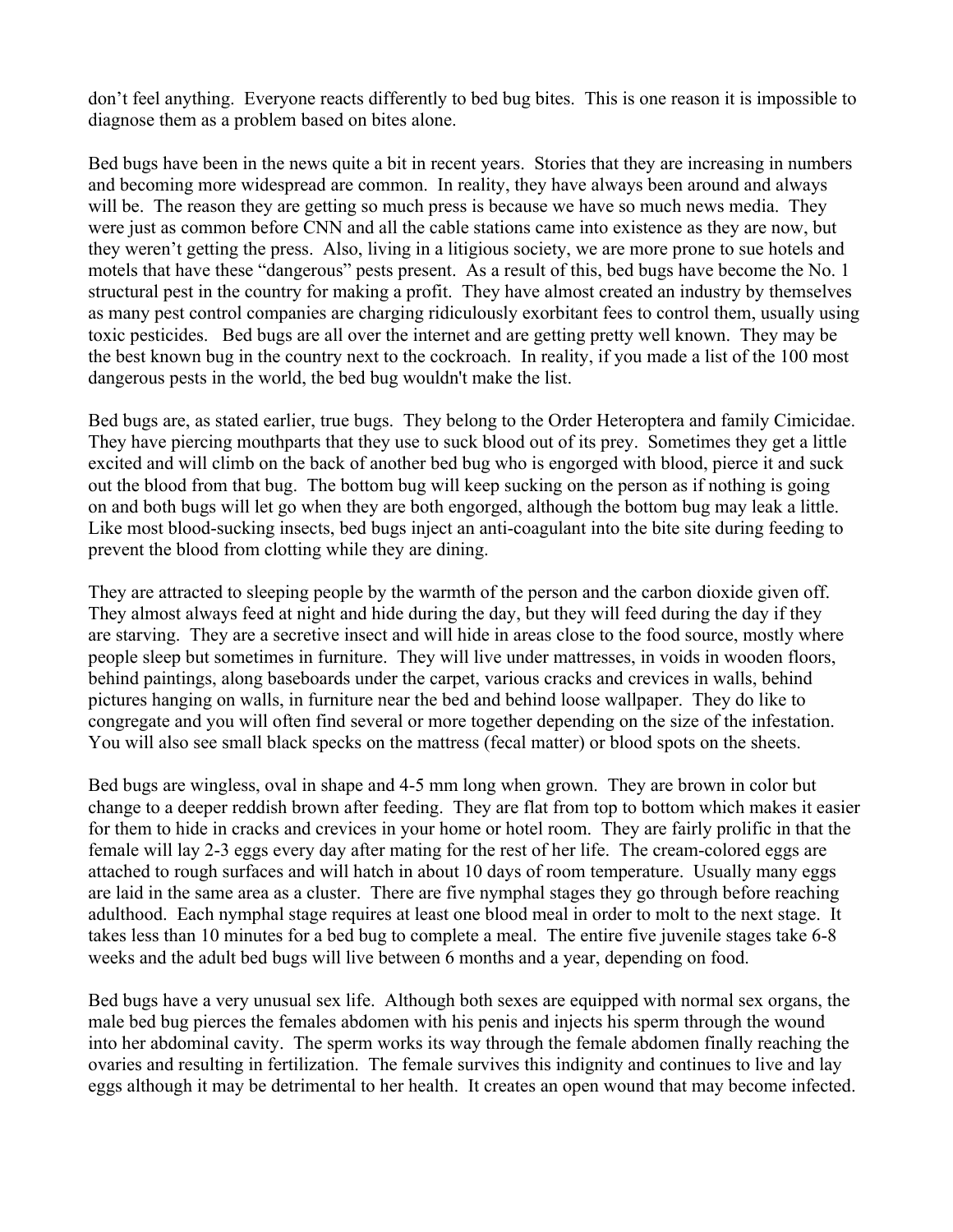don't feel anything. Everyone reacts differently to bed bug bites. This is one reason it is impossible to diagnose them as a problem based on bites alone.

Bed bugs have been in the news quite a bit in recent years. Stories that they are increasing in numbers and becoming more widespread are common. In reality, they have always been around and always will be. The reason they are getting so much press is because we have so much news media. They were just as common before CNN and all the cable stations came into existence as they are now, but they weren't getting the press. Also, living in a litigious society, we are more prone to sue hotels and motels that have these "dangerous" pests present. As a result of this, bed bugs have become the No. 1 structural pest in the country for making a profit. They have almost created an industry by themselves as many pest control companies are charging ridiculously exorbitant fees to control them, usually using toxic pesticides. Bed bugs are all over the internet and are getting pretty well known. They may be the best known bug in the country next to the cockroach. In reality, if you made a list of the 100 most dangerous pests in the world, the bed bug wouldn't make the list.

Bed bugs are, as stated earlier, true bugs. They belong to the Order Heteroptera and family Cimicidae. They have piercing mouthparts that they use to suck blood out of its prey. Sometimes they get a little excited and will climb on the back of another bed bug who is engorged with blood, pierce it and suck out the blood from that bug. The bottom bug will keep sucking on the person as if nothing is going on and both bugs will let go when they are both engorged, although the bottom bug may leak a little. Like most blood-sucking insects, bed bugs inject an anti-coagulant into the bite site during feeding to prevent the blood from clotting while they are dining.

They are attracted to sleeping people by the warmth of the person and the carbon dioxide given off. They almost always feed at night and hide during the day, but they will feed during the day if they are starving. They are a secretive insect and will hide in areas close to the food source, mostly where people sleep but sometimes in furniture. They will live under mattresses, in voids in wooden floors, behind paintings, along baseboards under the carpet, various cracks and crevices in walls, behind pictures hanging on walls, in furniture near the bed and behind loose wallpaper. They do like to congregate and you will often find several or more together depending on the size of the infestation. You will also see small black specks on the mattress (fecal matter) or blood spots on the sheets.

Bed bugs are wingless, oval in shape and 4-5 mm long when grown. They are brown in color but change to a deeper reddish brown after feeding. They are flat from top to bottom which makes it easier for them to hide in cracks and crevices in your home or hotel room. They are fairly prolific in that the female will lay 2-3 eggs every day after mating for the rest of her life. The cream-colored eggs are attached to rough surfaces and will hatch in about 10 days of room temperature. Usually many eggs are laid in the same area as a cluster. There are five nymphal stages they go through before reaching adulthood. Each nymphal stage requires at least one blood meal in order to molt to the next stage. It takes less than 10 minutes for a bed bug to complete a meal. The entire five juvenile stages take 6-8 weeks and the adult bed bugs will live between 6 months and a year, depending on food.

Bed bugs have a very unusual sex life. Although both sexes are equipped with normal sex organs, the male bed bug pierces the females abdomen with his penis and injects his sperm through the wound into her abdominal cavity. The sperm works its way through the female abdomen finally reaching the ovaries and resulting in fertilization. The female survives this indignity and continues to live and lay eggs although it may be detrimental to her health. It creates an open wound that may become infected.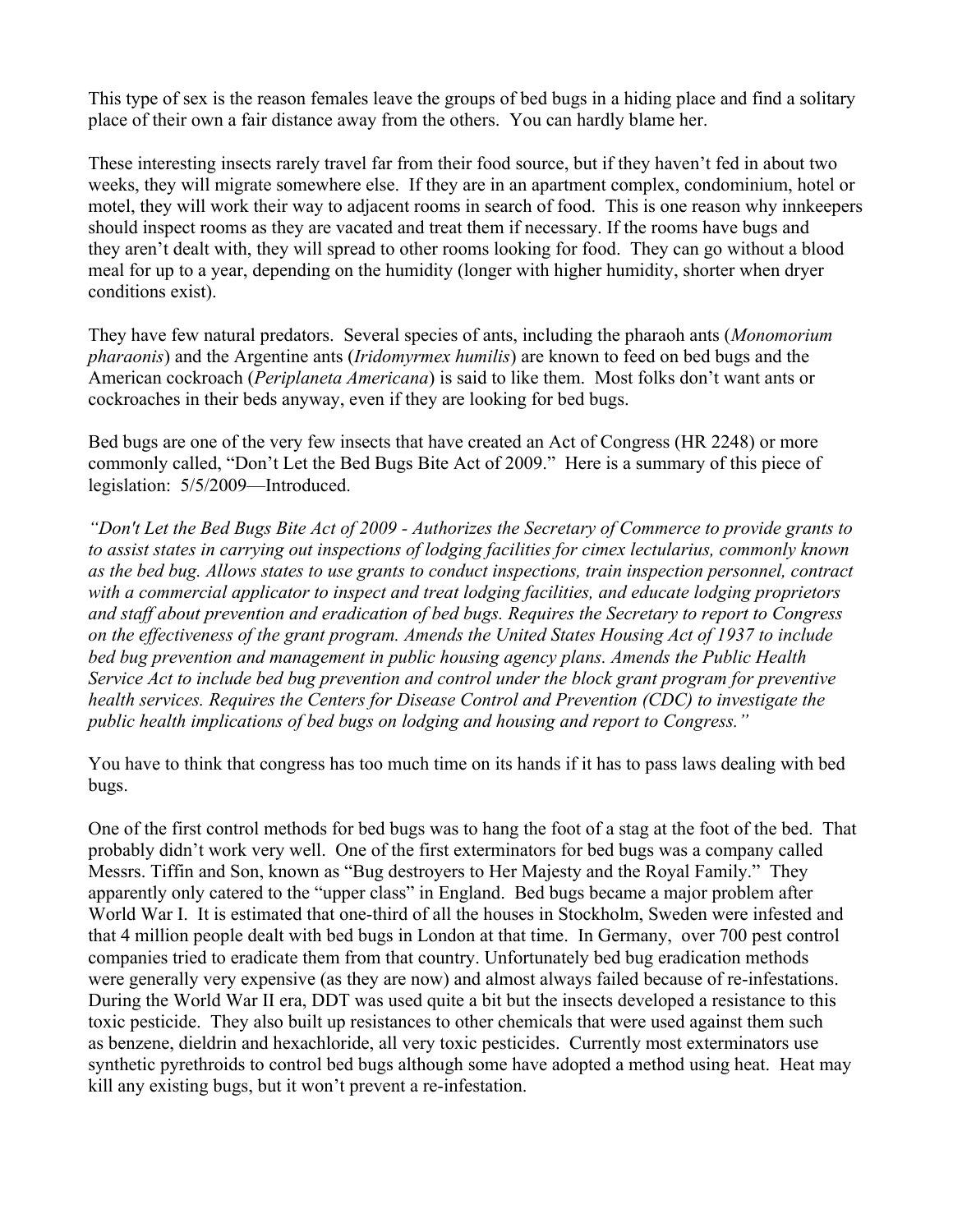This type of sex is the reason females leave the groups of bed bugs in a hiding place and find a solitary place of their own a fair distance away from the others. You can hardly blame her.

These interesting insects rarely travel far from their food source, but if they haven't fed in about two weeks, they will migrate somewhere else. If they are in an apartment complex, condominium, hotel or motel, they will work their way to adjacent rooms in search of food. This is one reason why innkeepers should inspect rooms as they are vacated and treat them if necessary. If the rooms have bugs and they aren't dealt with, they will spread to other rooms looking for food. They can go without a blood meal for up to a year, depending on the humidity (longer with higher humidity, shorter when dryer conditions exist).

They have few natural predators. Several species of ants, including the pharaoh ants (*Monomorium pharaonis*) and the Argentine ants (*Iridomyrmex humilis*) are known to feed on bed bugs and the American cockroach (*Periplaneta Americana*) is said to like them. Most folks don't want ants or cockroaches in their beds anyway, even if they are looking for bed bugs.

Bed bugs are one of the very few insects that have created an Act of Congress (HR 2248) or more commonly called, "Don't Let the Bed Bugs Bite Act of 2009." Here is a summary of this piece of legislation: 5/5/2009—Introduced.

*"Don't Let the Bed Bugs Bite Act of 2009 - Authorizes the Secretary of Commerce to provide grants to to assist states in carrying out inspections of lodging facilities for cimex lectularius, commonly known as the bed bug. Allows states to use grants to conduct inspections, train inspection personnel, contract with a commercial applicator to inspect and treat lodging facilities, and educate lodging proprietors and staff about prevention and eradication of bed bugs. Requires the Secretary to report to Congress on the effectiveness of the grant program. Amends the United States Housing Act of 1937 to include bed bug prevention and management in public housing agency plans. Amends the Public Health Service Act to include bed bug prevention and control under the block grant program for preventive health services. Requires the Centers for Disease Control and Prevention (CDC) to investigate the public health implications of bed bugs on lodging and housing and report to Congress."*

You have to think that congress has too much time on its hands if it has to pass laws dealing with bed bugs.

One of the first control methods for bed bugs was to hang the foot of a stag at the foot of the bed. That probably didn't work very well. One of the first exterminators for bed bugs was a company called Messrs. Tiffin and Son, known as "Bug destroyers to Her Majesty and the Royal Family." They apparently only catered to the "upper class" in England. Bed bugs became a major problem after World War I. It is estimated that one-third of all the houses in Stockholm, Sweden were infested and that 4 million people dealt with bed bugs in London at that time. In Germany, over 700 pest control companies tried to eradicate them from that country. Unfortunately bed bug eradication methods were generally very expensive (as they are now) and almost always failed because of re-infestations. During the World War II era, DDT was used quite a bit but the insects developed a resistance to this toxic pesticide. They also built up resistances to other chemicals that were used against them such as benzene, dieldrin and hexachloride, all very toxic pesticides. Currently most exterminators use synthetic pyrethroids to control bed bugs although some have adopted a method using heat. Heat may kill any existing bugs, but it won't prevent a re-infestation.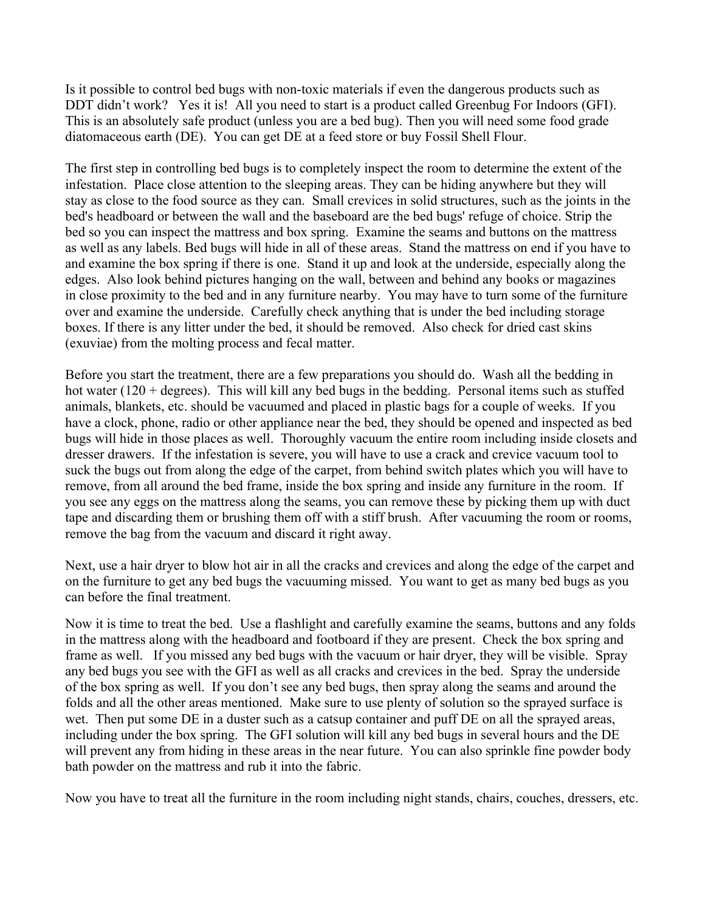Is it possible to control bed bugs with non-toxic materials if even the dangerous products such as DDT didn't work? Yes it is! All you need to start is a product called Greenbug For Indoors (GFI). This is an absolutely safe product (unless you are a bed bug). Then you will need some food grade diatomaceous earth (DE). You can get DE at a feed store or buy Fossil Shell Flour.

The first step in controlling bed bugs is to completely inspect the room to determine the extent of the infestation. Place close attention to the sleeping areas. They can be hiding anywhere but they will stay as close to the food source as they can. Small crevices in solid structures, such as the joints in the bed's headboard or between the wall and the baseboard are the bed bugs' refuge of choice. Strip the bed so you can inspect the mattress and box spring. Examine the seams and buttons on the mattress as well as any labels. Bed bugs will hide in all of these areas. Stand the mattress on end if you have to and examine the box spring if there is one. Stand it up and look at the underside, especially along the edges. Also look behind pictures hanging on the wall, between and behind any books or magazines in close proximity to the bed and in any furniture nearby. You may have to turn some of the furniture over and examine the underside. Carefully check anything that is under the bed including storage boxes. If there is any litter under the bed, it should be removed. Also check for dried cast skins (exuviae) from the molting process and fecal matter.

Before you start the treatment, there are a few preparations you should do. Wash all the bedding in hot water (120 + degrees). This will kill any bed bugs in the bedding. Personal items such as stuffed animals, blankets, etc. should be vacuumed and placed in plastic bags for a couple of weeks. If you have a clock, phone, radio or other appliance near the bed, they should be opened and inspected as bed bugs will hide in those places as well. Thoroughly vacuum the entire room including inside closets and dresser drawers. If the infestation is severe, you will have to use a crack and crevice vacuum tool to suck the bugs out from along the edge of the carpet, from behind switch plates which you will have to remove, from all around the bed frame, inside the box spring and inside any furniture in the room. If you see any eggs on the mattress along the seams, you can remove these by picking them up with duct tape and discarding them or brushing them off with a stiff brush. After vacuuming the room or rooms, remove the bag from the vacuum and discard it right away.

Next, use a hair dryer to blow hot air in all the cracks and crevices and along the edge of the carpet and on the furniture to get any bed bugs the vacuuming missed. You want to get as many bed bugs as you can before the final treatment.

Now it is time to treat the bed. Use a flashlight and carefully examine the seams, buttons and any folds in the mattress along with the headboard and footboard if they are present. Check the box spring and frame as well. If you missed any bed bugs with the vacuum or hair dryer, they will be visible. Spray any bed bugs you see with the GFI as well as all cracks and crevices in the bed. Spray the underside of the box spring as well. If you don't see any bed bugs, then spray along the seams and around the folds and all the other areas mentioned. Make sure to use plenty of solution so the sprayed surface is wet. Then put some DE in a duster such as a catsup container and puff DE on all the sprayed areas, including under the box spring. The GFI solution will kill any bed bugs in several hours and the DE will prevent any from hiding in these areas in the near future. You can also sprinkle fine powder body bath powder on the mattress and rub it into the fabric.

Now you have to treat all the furniture in the room including night stands, chairs, couches, dressers, etc.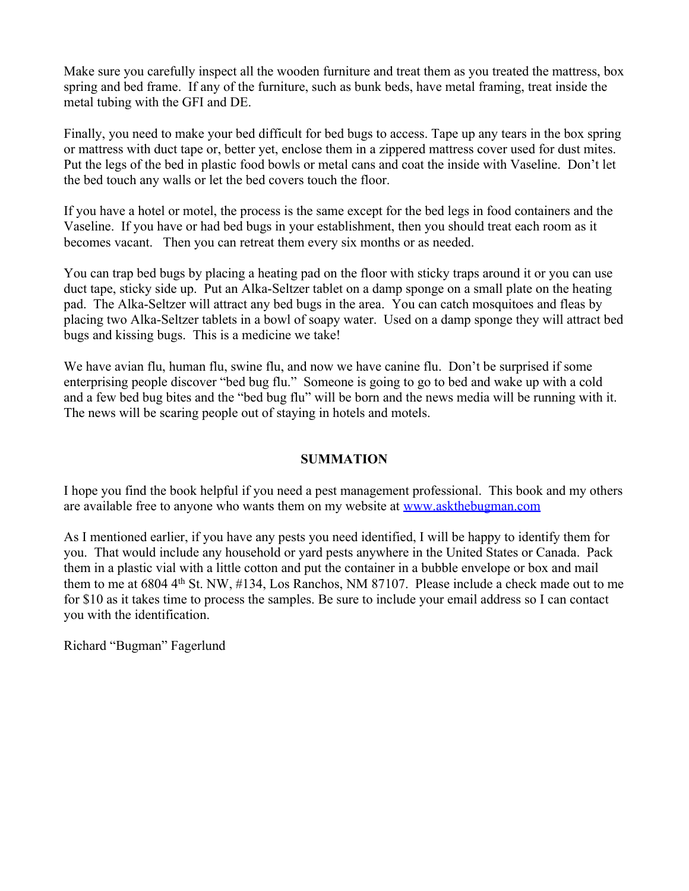Make sure you carefully inspect all the wooden furniture and treat them as you treated the mattress, box spring and bed frame. If any of the furniture, such as bunk beds, have metal framing, treat inside the metal tubing with the GFI and DE.

Finally, you need to make your bed difficult for bed bugs to access. Tape up any tears in the box spring or mattress with duct tape or, better yet, enclose them in a zippered mattress cover used for dust mites. Put the legs of the bed in plastic food bowls or metal cans and coat the inside with Vaseline. Don't let the bed touch any walls or let the bed covers touch the floor.

If you have a hotel or motel, the process is the same except for the bed legs in food containers and the Vaseline. If you have or had bed bugs in your establishment, then you should treat each room as it becomes vacant. Then you can retreat them every six months or as needed.

You can trap bed bugs by placing a heating pad on the floor with sticky traps around it or you can use duct tape, sticky side up. Put an Alka-Seltzer tablet on a damp sponge on a small plate on the heating pad. The Alka-Seltzer will attract any bed bugs in the area. You can catch mosquitoes and fleas by placing two Alka-Seltzer tablets in a bowl of soapy water. Used on a damp sponge they will attract bed bugs and kissing bugs. This is a medicine we take!

We have avian flu, human flu, swine flu, and now we have canine flu. Don't be surprised if some enterprising people discover "bed bug flu." Someone is going to go to bed and wake up with a cold and a few bed bug bites and the "bed bug flu" will be born and the news media will be running with it. The news will be scaring people out of staying in hotels and motels.

## SUMMATION

I hope you find the book helpful if you need a pest management professional. This book and my others are available free to anyone who wants them on my website at [www.askthebugman.com](http://www.askthebugman.com)

As I mentioned earlier, if you have any pests you need identified, I will be happy to identify them for you. That would include any household or yard pests anywhere in the United States or Canada. Pack them in a plastic vial with a little cotton and put the container in a bubble envelope or box and mail them to me at 6804 4th St. NW, #134, Los Ranchos, NM 87107. Please include a check made out to me for $10 as it takes time to process the samples. Be sure to include your email address so I can contact you with the identification.

Richard "Bugman" Fagerlund